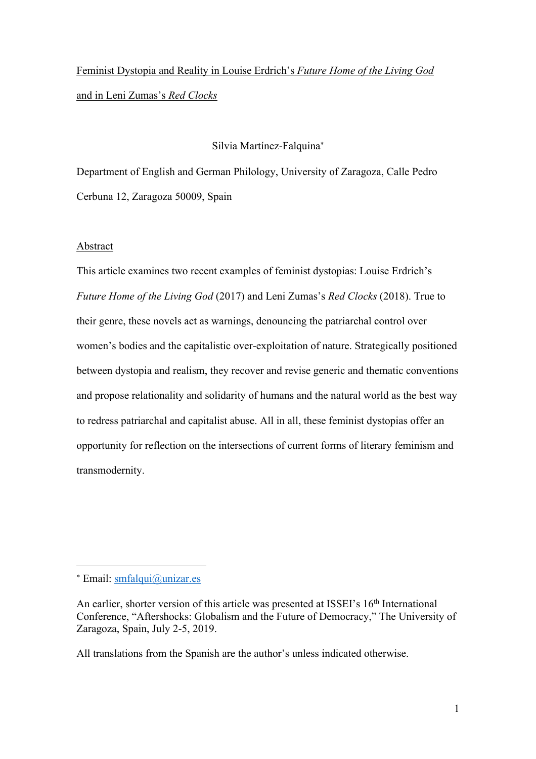# Feminist Dystopia and Reality in Louise Erdrich's *Future Home of the Living God* and in Leni Zumas's *Red Clocks*

Silvia Martínez-Falquina*

Department of English and German Philology, University of Zaragoza, Calle Pedro Cerbuna 12, Zaragoza 50009, Spain

## Abstract

This article examines two recent examples of feminist dystopias: Louise Erdrich's *Future Home of the Living God* (2017) and Leni Zumas's *Red Clocks* (2018). True to their genre, these novels act as warnings, denouncing the patriarchal control over women's bodies and the capitalistic over-exploitation of nature. Strategically positioned between dystopia and realism, they recover and revise generic and thematic conventions and propose relationality and solidarity of humans and the natural world as the best way to redress patriarchal and capitalist abuse. All in all, these feminist dystopias offer an opportunity for reflection on the intersections of current forms of literary feminism and transmodernity.

---

* Email: smfalqui@unizar.es

An earlier, shorter version of this article was presented at ISSEI's 16th International Conference, "Aftershocks: Globalism and the Future of Democracy," The University of Zaragoza, Spain, July 2-5, 2019.

All translations from the Spanish are the author's unless indicated otherwise.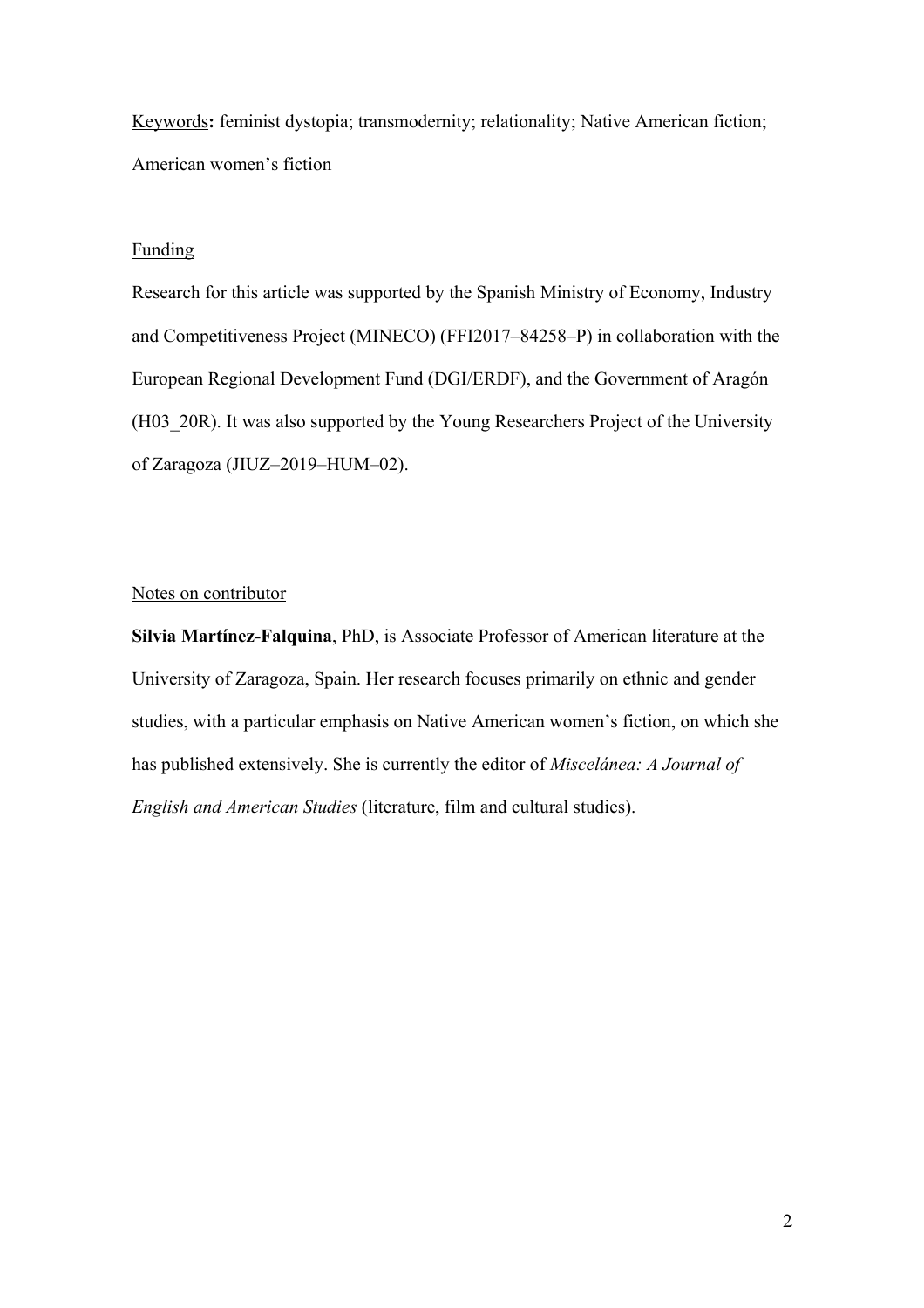Keywords**:** feminist dystopia; transmodernity; relationality; Native American fiction; American women's fiction

Funding

Research for this article was supported by the Spanish Ministry of Economy, Industry and Competitiveness Project (MINECO) (FFI2017–84258–P) in collaboration with the European Regional Development Fund (DGI/ERDF), and the Government of Aragón (H03_20R). It was also supported by the Young Researchers Project of the University of Zaragoza (JIUZ–2019–HUM–02).

Notes on contributor

**Silvia Martínez-Falquina**, PhD, is Associate Professor of American literature at the University of Zaragoza, Spain. Her research focuses primarily on ethnic and gender studies, with a particular emphasis on Native American women's fiction, on which she has published extensively. She is currently the editor of *Miscelánea: A Journal of English and American Studies* (literature, film and cultural studies).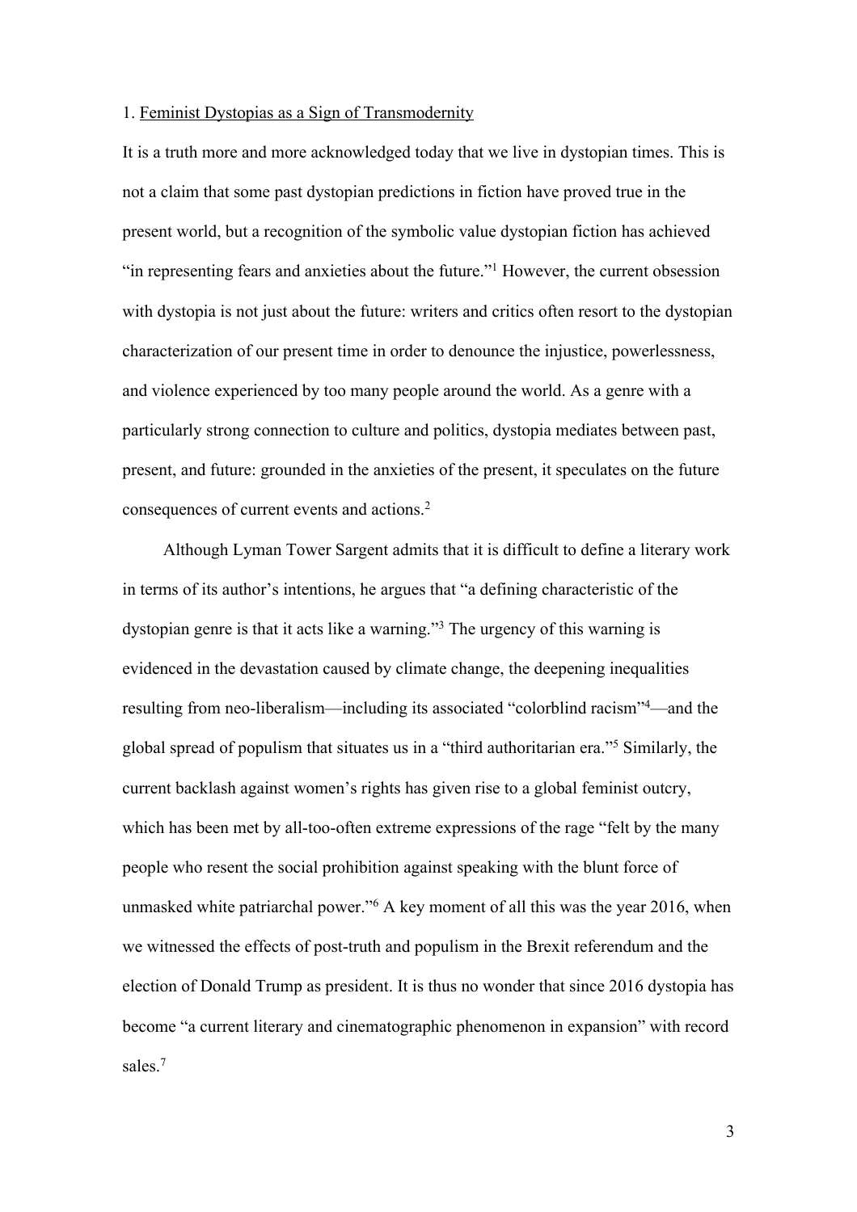## 1. Feminist Dystopias as a Sign of Transmodernity

It is a truth more and more acknowledged today that we live in dystopian times. This is not a claim that some past dystopian predictions in fiction have proved true in the present world, but a recognition of the symbolic value dystopian fiction has achieved "in representing fears and anxieties about the future."[1] However, the current obsession with dystopia is not just about the future: writers and critics often resort to the dystopian characterization of our present time in order to denounce the injustice, powerlessness, and violence experienced by too many people around the world. As a genre with a particularly strong connection to culture and politics, dystopia mediates between past, present, and future: grounded in the anxieties of the present, it speculates on the future consequences of current events and actions.[2]

Although Lyman Tower Sargent admits that it is difficult to define a literary work in terms of its author's intentions, he argues that "a defining characteristic of the dystopian genre is that it acts like a warning."[3] The urgency of this warning is evidenced in the devastation caused by climate change, the deepening inequalities resulting from neo-liberalism—including its associated "colorblind racism"[4]—and the global spread of populism that situates us in a "third authoritarian era."[5] Similarly, the current backlash against women's rights has given rise to a global feminist outcry, which has been met by all-too-often extreme expressions of the rage "felt by the many people who resent the social prohibition against speaking with the blunt force of unmasked white patriarchal power."[6] A key moment of all this was the year 2016, when we witnessed the effects of post-truth and populism in the Brexit referendum and the election of Donald Trump as president. It is thus no wonder that since 2016 dystopia has become "a current literary and cinematographic phenomenon in expansion" with record sales.[7]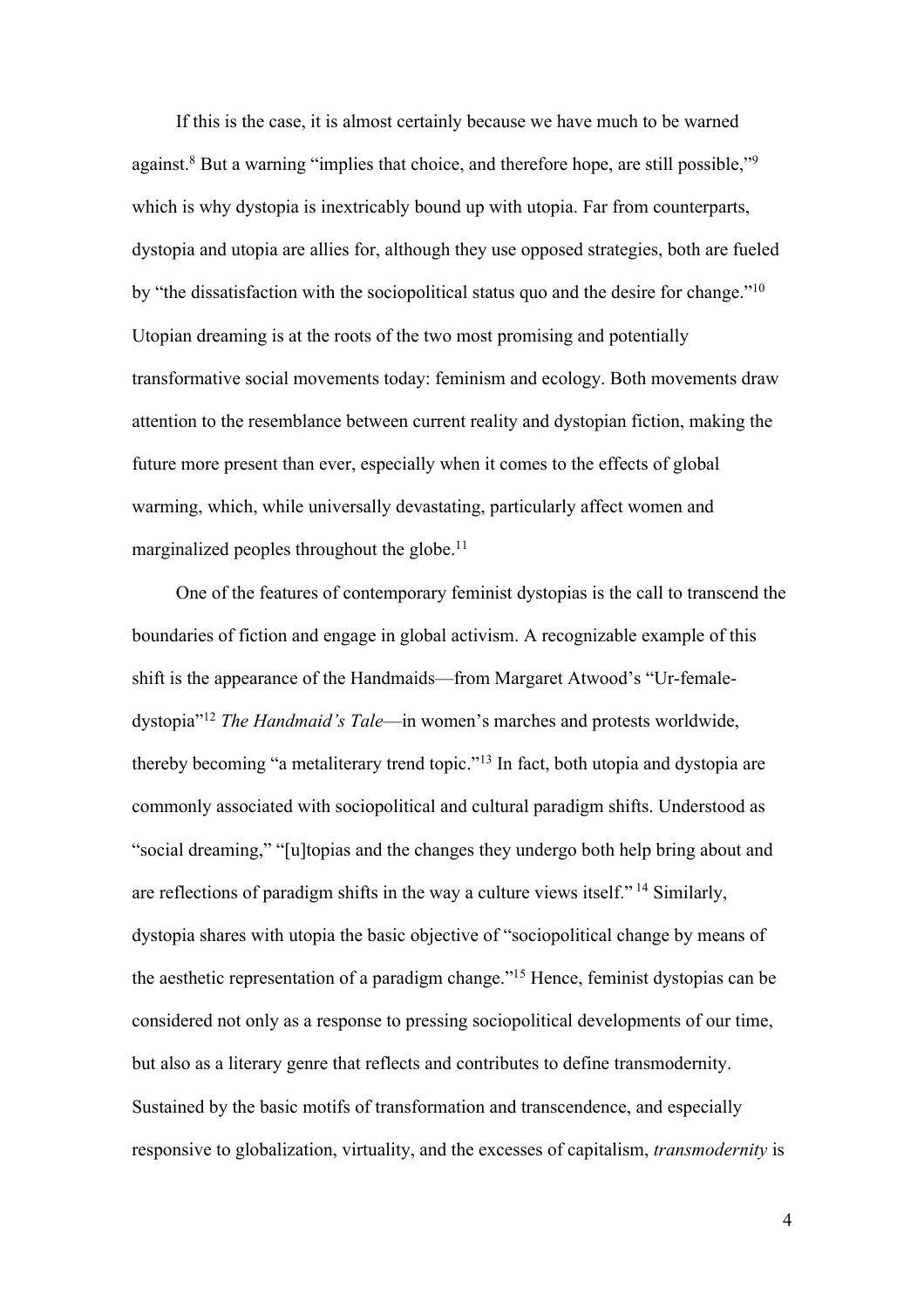If this is the case, it is almost certainly because we have much to be warned against.[8] But a warning "implies that choice, and therefore hope, are still possible,"[9] which is why dystopia is inextricably bound up with utopia. Far from counterparts, dystopia and utopia are allies for, although they use opposed strategies, both are fueled by "the dissatisfaction with the sociopolitical status quo and the desire for change."[10] Utopian dreaming is at the roots of the two most promising and potentially transformative social movements today: feminism and ecology. Both movements draw attention to the resemblance between current reality and dystopian fiction, making the future more present than ever, especially when it comes to the effects of global warming, which, while universally devastating, particularly affect women and marginalized peoples throughout the globe.[11]

One of the features of contemporary feminist dystopias is the call to transcend the boundaries of fiction and engage in global activism. A recognizable example of this shift is the appearance of the Handmaids—from Margaret Atwood's "Ur-female-dystopia"[12] *The Handmaid's Tale*—in women's marches and protests worldwide, thereby becoming "a metaliterary trend topic."[13] In fact, both utopia and dystopia are commonly associated with sociopolitical and cultural paradigm shifts. Understood as "social dreaming," "[u]topias and the changes they undergo both help bring about and are reflections of paradigm shifts in the way a culture views itself." [14] Similarly, dystopia shares with utopia the basic objective of "sociopolitical change by means of the aesthetic representation of a paradigm change."[15] Hence, feminist dystopias can be considered not only as a response to pressing sociopolitical developments of our time, but also as a literary genre that reflects and contributes to define transmodernity. Sustained by the basic motifs of transformation and transcendence, and especially responsive to globalization, virtuality, and the excesses of capitalism, *transmodernity* is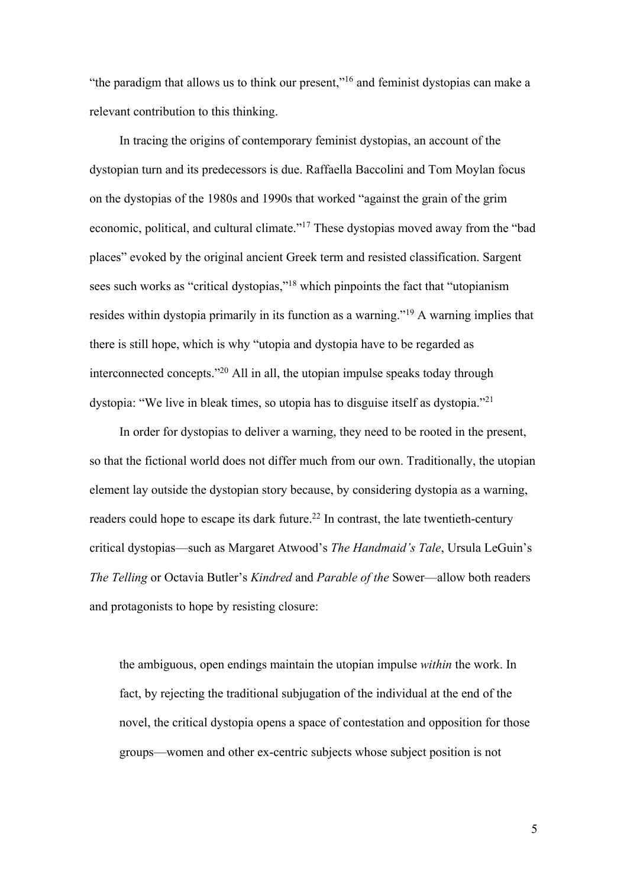"the paradigm that allows us to think our present,"[16] and feminist dystopias can make a relevant contribution to this thinking.

In tracing the origins of contemporary feminist dystopias, an account of the dystopian turn and its predecessors is due. Raffaella Baccolini and Tom Moylan focus on the dystopias of the 1980s and 1990s that worked "against the grain of the grim economic, political, and cultural climate."[17] These dystopias moved away from the "bad places" evoked by the original ancient Greek term and resisted classification. Sargent sees such works as "critical dystopias,"[18] which pinpoints the fact that "utopianism resides within dystopia primarily in its function as a warning."[19] A warning implies that there is still hope, which is why "utopia and dystopia have to be regarded as interconnected concepts."[20] All in all, the utopian impulse speaks today through dystopia: "We live in bleak times, so utopia has to disguise itself as dystopia."[21]

In order for dystopias to deliver a warning, they need to be rooted in the present, so that the fictional world does not differ much from our own. Traditionally, the utopian element lay outside the dystopian story because, by considering dystopia as a warning, readers could hope to escape its dark future.[22] In contrast, the late twentieth-century critical dystopias—such as Margaret Atwood's *The Handmaid's Tale*, Ursula LeGuin's *The Telling* or Octavia Butler's *Kindred* and *Parable of the* Sower—allow both readers and protagonists to hope by resisting closure:

> the ambiguous, open endings maintain the utopian impulse *within* the work. In fact, by rejecting the traditional subjugation of the individual at the end of the novel, the critical dystopia opens a space of contestation and opposition for those groups—women and other ex-centric subjects whose subject position is not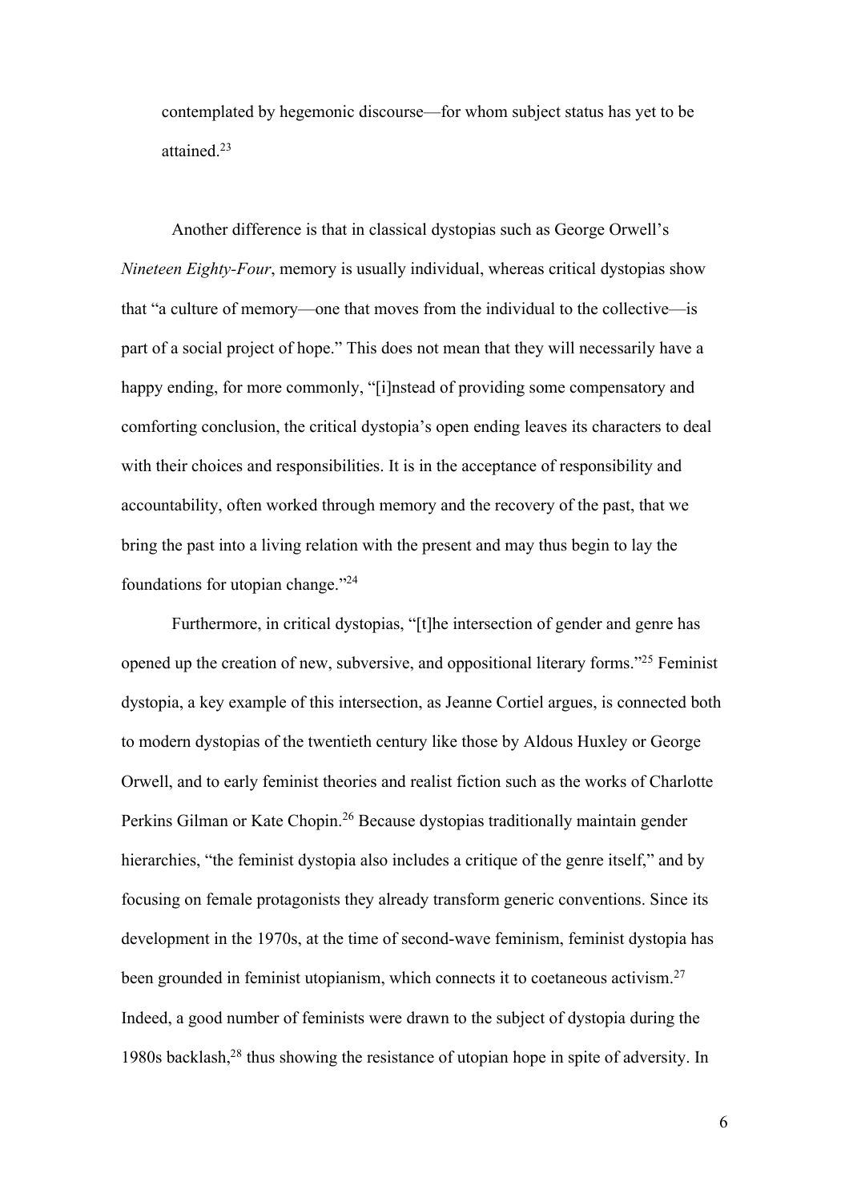contemplated by hegemonic discourse—for whom subject status has yet to be attained.[23]

Another difference is that in classical dystopias such as George Orwell's *Nineteen Eighty-Four*, memory is usually individual, whereas critical dystopias show that "a culture of memory—one that moves from the individual to the collective—is part of a social project of hope." This does not mean that they will necessarily have a happy ending, for more commonly, "[i]nstead of providing some compensatory and comforting conclusion, the critical dystopia's open ending leaves its characters to deal with their choices and responsibilities. It is in the acceptance of responsibility and accountability, often worked through memory and the recovery of the past, that we bring the past into a living relation with the present and may thus begin to lay the foundations for utopian change."[24]

Furthermore, in critical dystopias, "[t]he intersection of gender and genre has opened up the creation of new, subversive, and oppositional literary forms."[25] Feminist dystopia, a key example of this intersection, as Jeanne Cortiel argues, is connected both to modern dystopias of the twentieth century like those by Aldous Huxley or George Orwell, and to early feminist theories and realist fiction such as the works of Charlotte Perkins Gilman or Kate Chopin.[26] Because dystopias traditionally maintain gender hierarchies, "the feminist dystopia also includes a critique of the genre itself," and by focusing on female protagonists they already transform generic conventions. Since its development in the 1970s, at the time of second-wave feminism, feminist dystopia has been grounded in feminist utopianism, which connects it to coetaneous activism.[27] Indeed, a good number of feminists were drawn to the subject of dystopia during the 1980s backlash,[28] thus showing the resistance of utopian hope in spite of adversity. In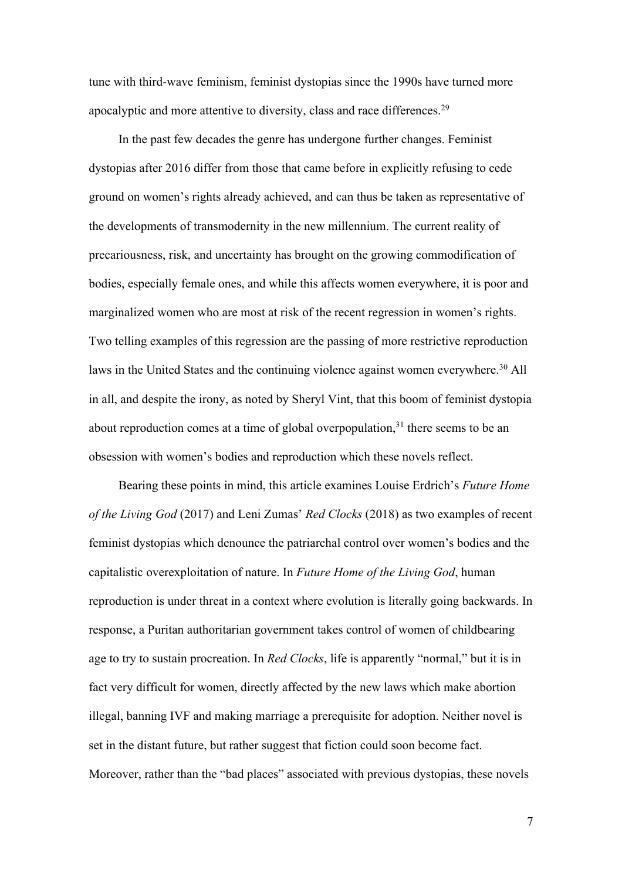tune with third-wave feminism, feminist dystopias since the 1990s have turned more apocalyptic and more attentive to diversity, class and race differences.[29]

In the past few decades the genre has undergone further changes. Feminist dystopias after 2016 differ from those that came before in explicitly refusing to cede ground on women's rights already achieved, and can thus be taken as representative of the developments of transmodernity in the new millennium. The current reality of precariousness, risk, and uncertainty has brought on the growing commodification of bodies, especially female ones, and while this affects women everywhere, it is poor and marginalized women who are most at risk of the recent regression in women's rights. Two telling examples of this regression are the passing of more restrictive reproduction laws in the United States and the continuing violence against women everywhere.[30] All in all, and despite the irony, as noted by Sheryl Vint, that this boom of feminist dystopia about reproduction comes at a time of global overpopulation,[31] there seems to be an obsession with women's bodies and reproduction which these novels reflect.

Bearing these points in mind, this article examines Louise Erdrich's *Future Home of the Living God* (2017) and Leni Zumas' *Red Clocks* (2018) as two examples of recent feminist dystopias which denounce the patriarchal control over women's bodies and the capitalistic overexploitation of nature. In *Future Home of the Living God*, human reproduction is under threat in a context where evolution is literally going backwards. In response, a Puritan authoritarian government takes control of women of childbearing age to try to sustain procreation. In *Red Clocks*, life is apparently "normal," but it is in fact very difficult for women, directly affected by the new laws which make abortion illegal, banning IVF and making marriage a prerequisite for adoption. Neither novel is set in the distant future, but rather suggest that fiction could soon become fact. Moreover, rather than the "bad places" associated with previous dystopias, these novels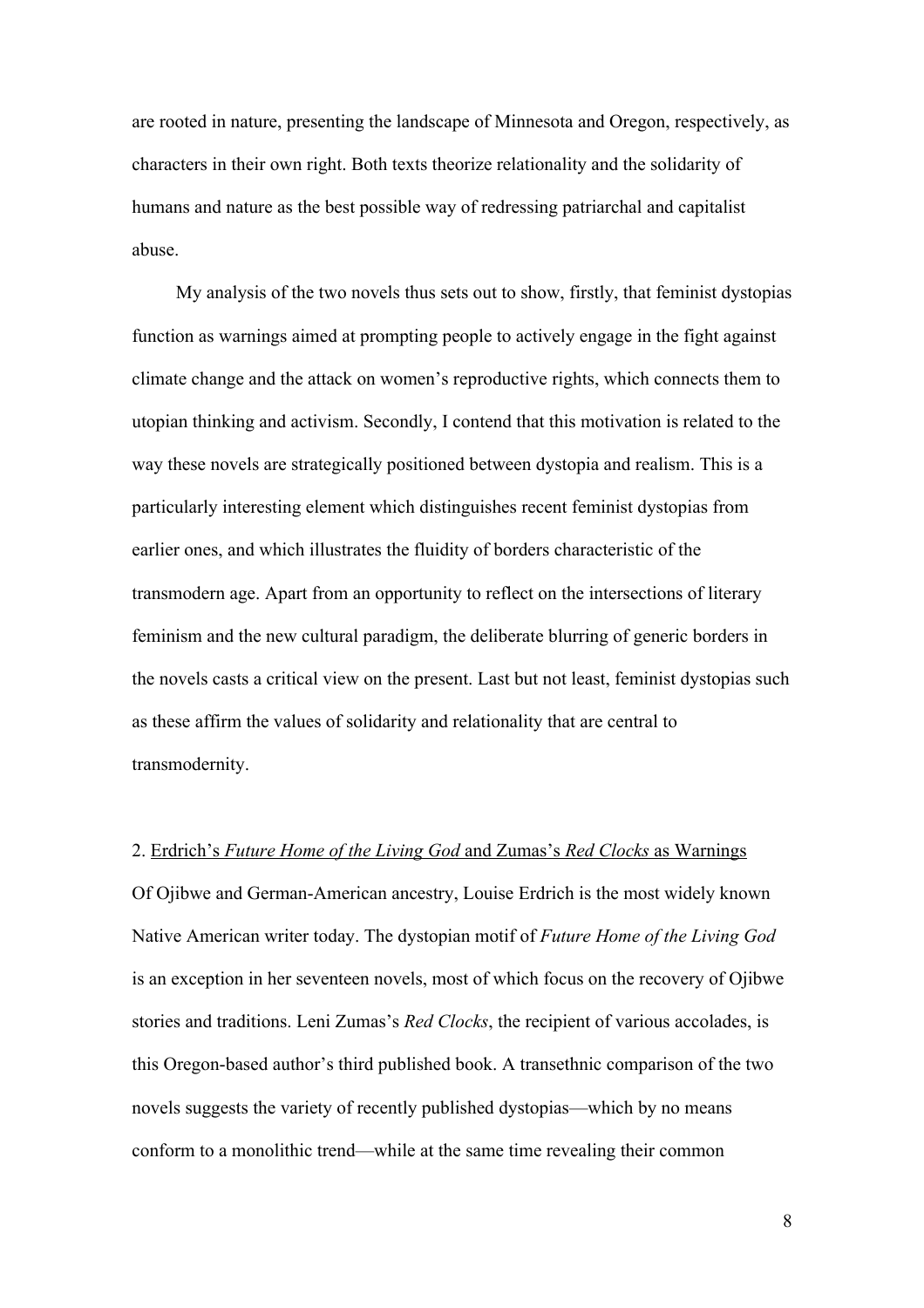are rooted in nature, presenting the landscape of Minnesota and Oregon, respectively, as characters in their own right. Both texts theorize relationality and the solidarity of humans and nature as the best possible way of redressing patriarchal and capitalist abuse.

My analysis of the two novels thus sets out to show, firstly, that feminist dystopias function as warnings aimed at prompting people to actively engage in the fight against climate change and the attack on women's reproductive rights, which connects them to utopian thinking and activism. Secondly, I contend that this motivation is related to the way these novels are strategically positioned between dystopia and realism. This is a particularly interesting element which distinguishes recent feminist dystopias from earlier ones, and which illustrates the fluidity of borders characteristic of the transmodern age. Apart from an opportunity to reflect on the intersections of literary feminism and the new cultural paradigm, the deliberate blurring of generic borders in the novels casts a critical view on the present. Last but not least, feminist dystopias such as these affirm the values of solidarity and relationality that are central to transmodernity.

## 2. Erdrich's *Future Home of the Living God* and Zumas's *Red Clocks* as Warnings

Of Ojibwe and German-American ancestry, Louise Erdrich is the most widely known Native American writer today. The dystopian motif of *Future Home of the Living God* is an exception in her seventeen novels, most of which focus on the recovery of Ojibwe stories and traditions. Leni Zumas's *Red Clocks*, the recipient of various accolades, is this Oregon-based author's third published book. A transethnic comparison of the two novels suggests the variety of recently published dystopias—which by no means conform to a monolithic trend—while at the same time revealing their common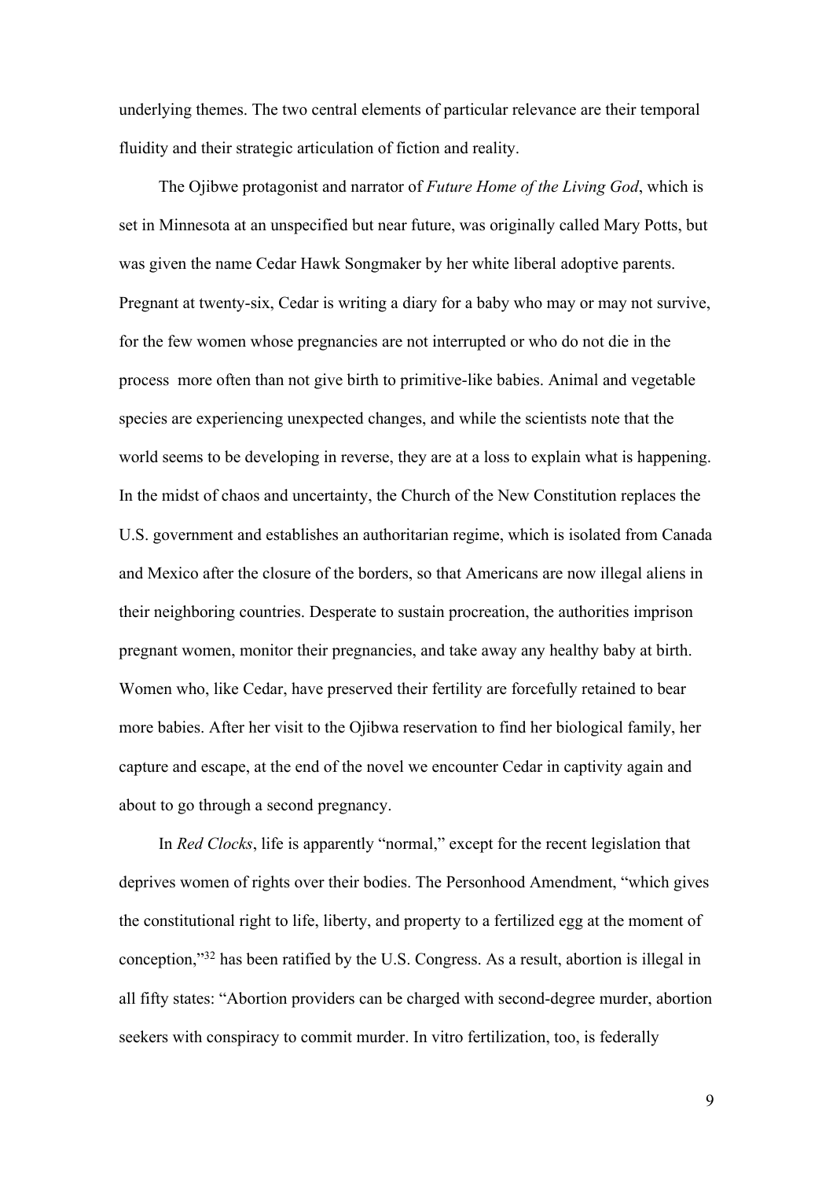underlying themes. The two central elements of particular relevance are their temporal fluidity and their strategic articulation of fiction and reality.

The Ojibwe protagonist and narrator of *Future Home of the Living God*, which is set in Minnesota at an unspecified but near future, was originally called Mary Potts, but was given the name Cedar Hawk Songmaker by her white liberal adoptive parents. Pregnant at twenty-six, Cedar is writing a diary for a baby who may or may not survive, for the few women whose pregnancies are not interrupted or who do not die in the process more often than not give birth to primitive-like babies. Animal and vegetable species are experiencing unexpected changes, and while the scientists note that the world seems to be developing in reverse, they are at a loss to explain what is happening. In the midst of chaos and uncertainty, the Church of the New Constitution replaces the U.S. government and establishes an authoritarian regime, which is isolated from Canada and Mexico after the closure of the borders, so that Americans are now illegal aliens in their neighboring countries. Desperate to sustain procreation, the authorities imprison pregnant women, monitor their pregnancies, and take away any healthy baby at birth. Women who, like Cedar, have preserved their fertility are forcefully retained to bear more babies. After her visit to the Ojibwa reservation to find her biological family, her capture and escape, at the end of the novel we encounter Cedar in captivity again and about to go through a second pregnancy.

In *Red Clocks*, life is apparently "normal," except for the recent legislation that deprives women of rights over their bodies. The Personhood Amendment, "which gives the constitutional right to life, liberty, and property to a fertilized egg at the moment of conception,"[32] has been ratified by the U.S. Congress. As a result, abortion is illegal in all fifty states: "Abortion providers can be charged with second-degree murder, abortion seekers with conspiracy to commit murder. In vitro fertilization, too, is federally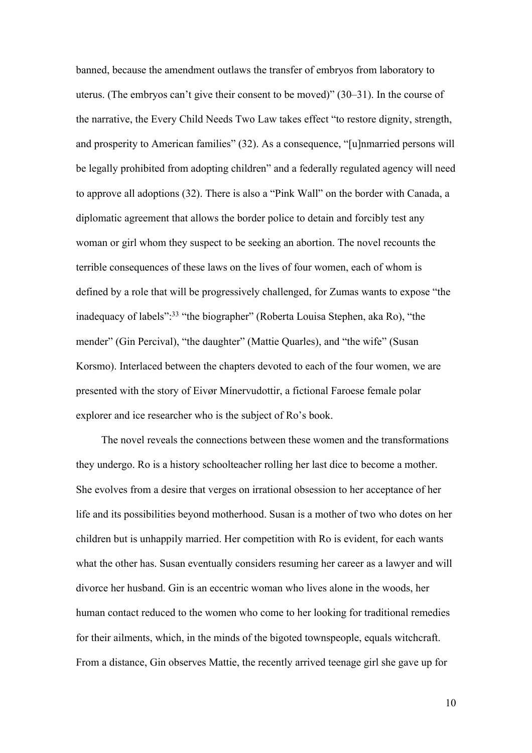banned, because the amendment outlaws the transfer of embryos from laboratory to uterus. (The embryos can't give their consent to be moved)" (30–31). In the course of the narrative, the Every Child Needs Two Law takes effect "to restore dignity, strength, and prosperity to American families" (32). As a consequence, "[u]nmarried persons will be legally prohibited from adopting children" and a federally regulated agency will need to approve all adoptions (32). There is also a "Pink Wall" on the border with Canada, a diplomatic agreement that allows the border police to detain and forcibly test any woman or girl whom they suspect to be seeking an abortion. The novel recounts the terrible consequences of these laws on the lives of four women, each of whom is defined by a role that will be progressively challenged, for Zumas wants to expose "the inadequacy of labels":[33] "the biographer" (Roberta Louisa Stephen, aka Ro), "the mender" (Gin Percival), "the daughter" (Mattie Quarles), and "the wife" (Susan Korsmo). Interlaced between the chapters devoted to each of the four women, we are presented with the story of Eivør Mínervudottir, a fictional Faroese female polar explorer and ice researcher who is the subject of Ro's book.

The novel reveals the connections between these women and the transformations they undergo. Ro is a history schoolteacher rolling her last dice to become a mother. She evolves from a desire that verges on irrational obsession to her acceptance of her life and its possibilities beyond motherhood. Susan is a mother of two who dotes on her children but is unhappily married. Her competition with Ro is evident, for each wants what the other has. Susan eventually considers resuming her career as a lawyer and will divorce her husband. Gin is an eccentric woman who lives alone in the woods, her human contact reduced to the women who come to her looking for traditional remedies for their ailments, which, in the minds of the bigoted townspeople, equals witchcraft. From a distance, Gin observes Mattie, the recently arrived teenage girl she gave up for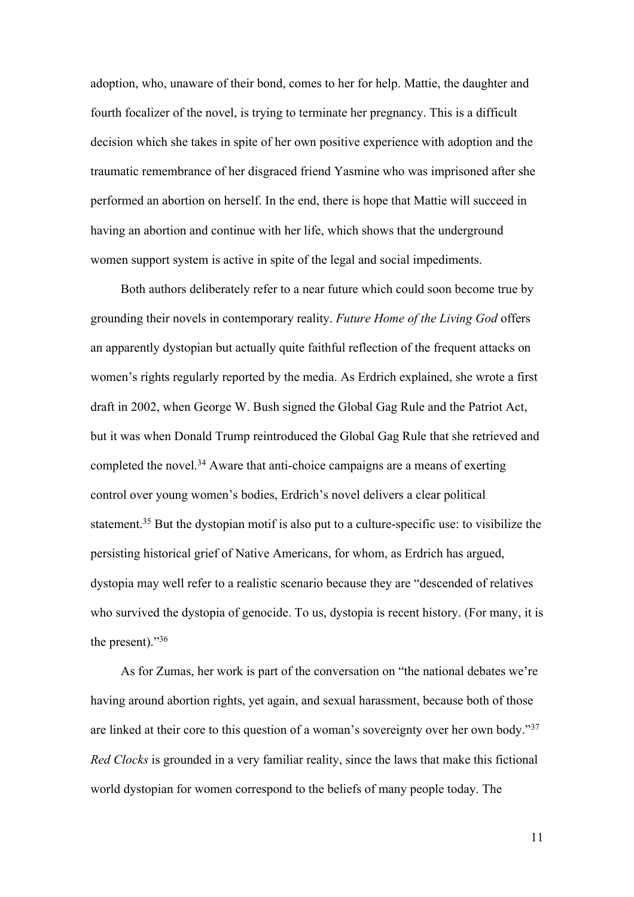adoption, who, unaware of their bond, comes to her for help. Mattie, the daughter and fourth focalizer of the novel, is trying to terminate her pregnancy. This is a difficult decision which she takes in spite of her own positive experience with adoption and the traumatic remembrance of her disgraced friend Yasmine who was imprisoned after she performed an abortion on herself. In the end, there is hope that Mattie will succeed in having an abortion and continue with her life, which shows that the underground women support system is active in spite of the legal and social impediments.

Both authors deliberately refer to a near future which could soon become true by grounding their novels in contemporary reality. *Future Home of the Living God* offers an apparently dystopian but actually quite faithful reflection of the frequent attacks on women's rights regularly reported by the media. As Erdrich explained, she wrote a first draft in 2002, when George W. Bush signed the Global Gag Rule and the Patriot Act, but it was when Donald Trump reintroduced the Global Gag Rule that she retrieved and completed the novel.[34] Aware that anti-choice campaigns are a means of exerting control over young women's bodies, Erdrich's novel delivers a clear political statement.[35] But the dystopian motif is also put to a culture-specific use: to visibilize the persisting historical grief of Native Americans, for whom, as Erdrich has argued, dystopia may well refer to a realistic scenario because they are "descended of relatives who survived the dystopia of genocide. To us, dystopia is recent history. (For many, it is the present)."[36]

As for Zumas, her work is part of the conversation on "the national debates we're having around abortion rights, yet again, and sexual harassment, because both of those are linked at their core to this question of a woman's sovereignty over her own body."[37] *Red Clocks* is grounded in a very familiar reality, since the laws that make this fictional world dystopian for women correspond to the beliefs of many people today. The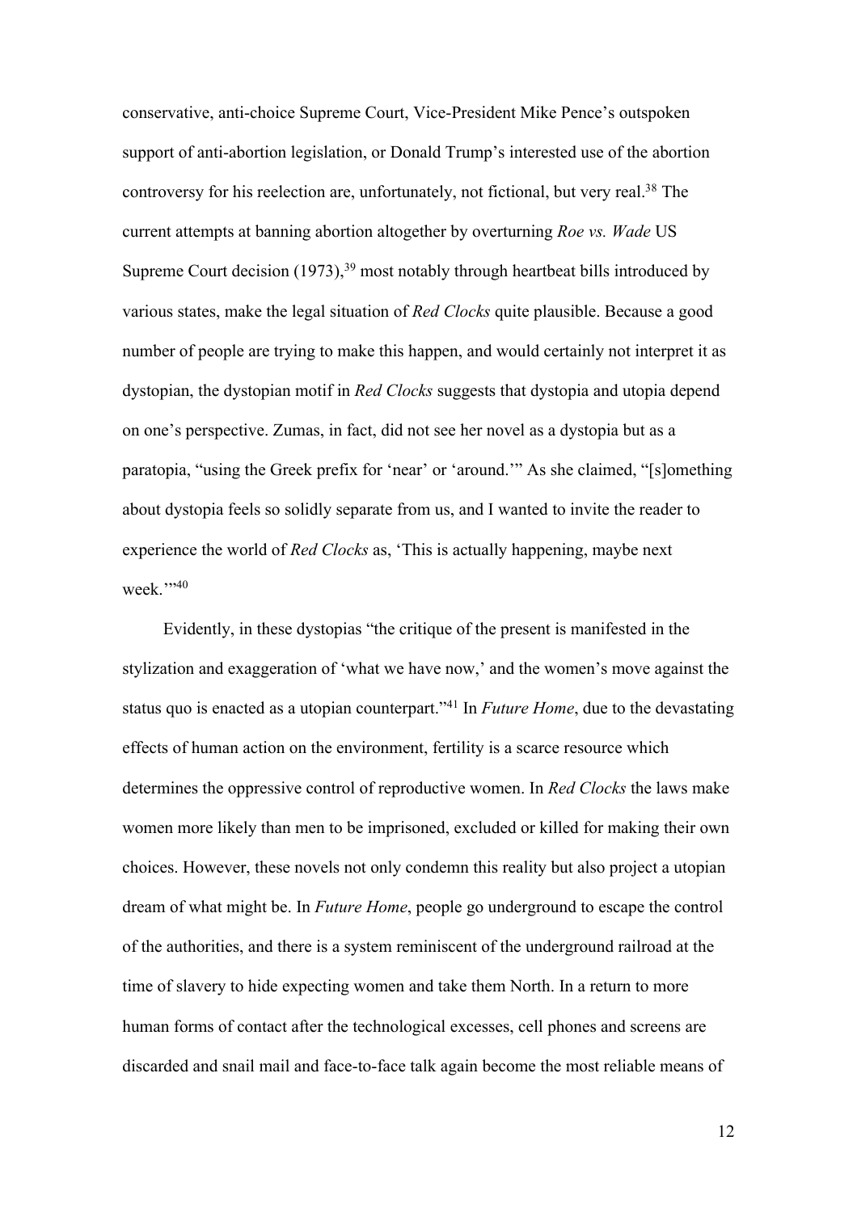conservative, anti-choice Supreme Court, Vice-President Mike Pence's outspoken support of anti-abortion legislation, or Donald Trump's interested use of the abortion controversy for his reelection are, unfortunately, not fictional, but very real.[38] The current attempts at banning abortion altogether by overturning *Roe vs. Wade* US Supreme Court decision (1973),[39] most notably through heartbeat bills introduced by various states, make the legal situation of *Red Clocks* quite plausible. Because a good number of people are trying to make this happen, and would certainly not interpret it as dystopian, the dystopian motif in *Red Clocks* suggests that dystopia and utopia depend on one's perspective. Zumas, in fact, did not see her novel as a dystopia but as a paratopia, "using the Greek prefix for 'near' or 'around.'" As she claimed, "[s]omething about dystopia feels so solidly separate from us, and I wanted to invite the reader to experience the world of *Red Clocks* as, 'This is actually happening, maybe next week.'"[40]

Evidently, in these dystopias "the critique of the present is manifested in the stylization and exaggeration of 'what we have now,' and the women's move against the status quo is enacted as a utopian counterpart."[41] In *Future Home*, due to the devastating effects of human action on the environment, fertility is a scarce resource which determines the oppressive control of reproductive women. In *Red Clocks* the laws make women more likely than men to be imprisoned, excluded or killed for making their own choices. However, these novels not only condemn this reality but also project a utopian dream of what might be. In *Future Home*, people go underground to escape the control of the authorities, and there is a system reminiscent of the underground railroad at the time of slavery to hide expecting women and take them North. In a return to more human forms of contact after the technological excesses, cell phones and screens are discarded and snail mail and face-to-face talk again become the most reliable means of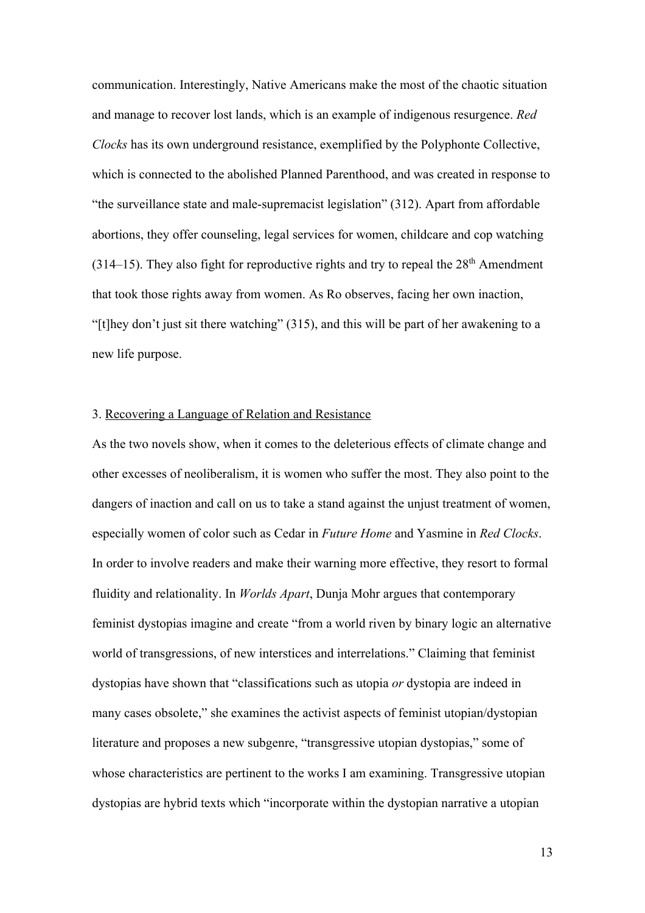communication. Interestingly, Native Americans make the most of the chaotic situation and manage to recover lost lands, which is an example of indigenous resurgence. *Red Clocks* has its own underground resistance, exemplified by the Polyphonte Collective, which is connected to the abolished Planned Parenthood, and was created in response to "the surveillance state and male-supremacist legislation" (312). Apart from affordable abortions, they offer counseling, legal services for women, childcare and cop watching (314–15). They also fight for reproductive rights and try to repeal the 28th Amendment that took those rights away from women. As Ro observes, facing her own inaction, "[t]hey don't just sit there watching" (315), and this will be part of her awakening to a new life purpose.

## 3. Recovering a Language of Relation and Resistance

As the two novels show, when it comes to the deleterious effects of climate change and other excesses of neoliberalism, it is women who suffer the most. They also point to the dangers of inaction and call on us to take a stand against the unjust treatment of women, especially women of color such as Cedar in *Future Home* and Yasmine in *Red Clocks*. In order to involve readers and make their warning more effective, they resort to formal fluidity and relationality. In *Worlds Apart*, Dunja Mohr argues that contemporary feminist dystopias imagine and create "from a world riven by binary logic an alternative world of transgressions, of new interstices and interrelations." Claiming that feminist dystopias have shown that "classifications such as utopia *or* dystopia are indeed in many cases obsolete," she examines the activist aspects of feminist utopian/dystopian literature and proposes a new subgenre, "transgressive utopian dystopias," some of whose characteristics are pertinent to the works I am examining. Transgressive utopian dystopias are hybrid texts which "incorporate within the dystopian narrative a utopian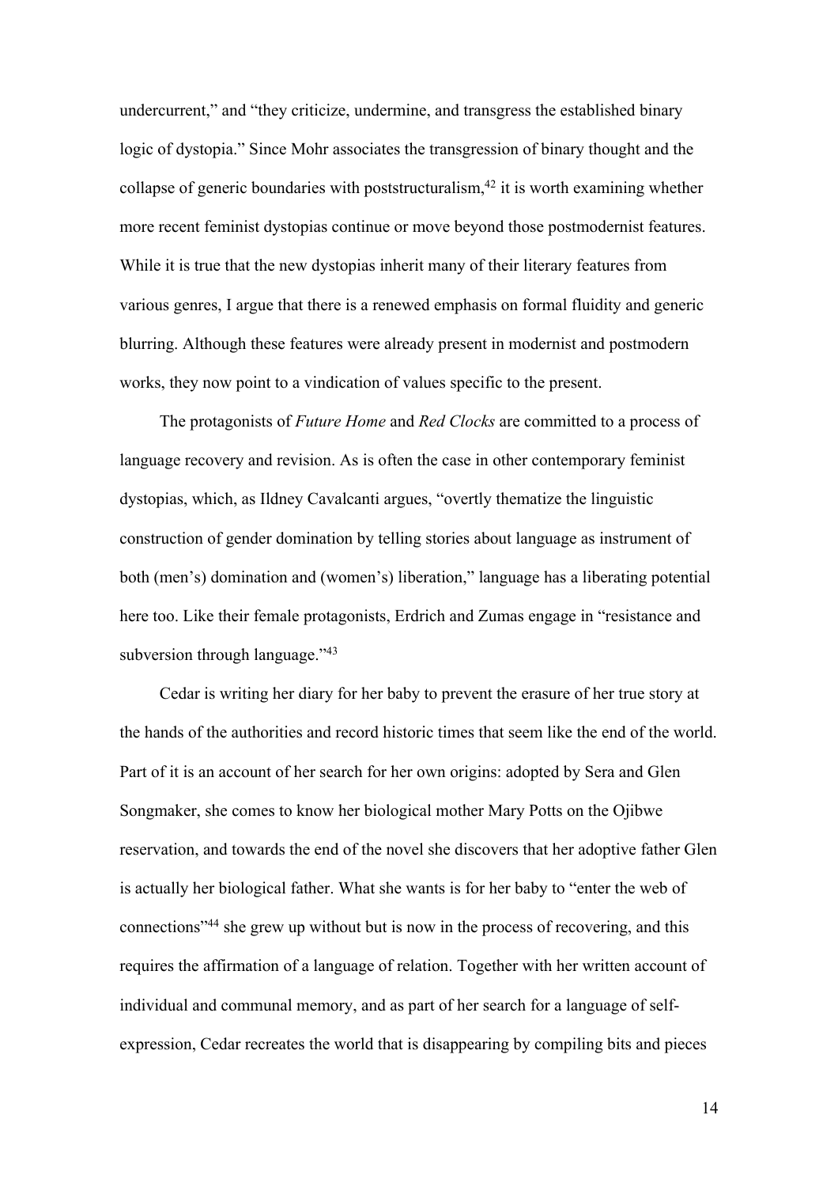undercurrent," and "they criticize, undermine, and transgress the established binary logic of dystopia." Since Mohr associates the transgression of binary thought and the collapse of generic boundaries with poststructuralism,[42] it is worth examining whether more recent feminist dystopias continue or move beyond those postmodernist features. While it is true that the new dystopias inherit many of their literary features from various genres, I argue that there is a renewed emphasis on formal fluidity and generic blurring. Although these features were already present in modernist and postmodern works, they now point to a vindication of values specific to the present.

The protagonists of *Future Home* and *Red Clocks* are committed to a process of language recovery and revision. As is often the case in other contemporary feminist dystopias, which, as Ildney Cavalcanti argues, "overtly thematize the linguistic construction of gender domination by telling stories about language as instrument of both (men's) domination and (women's) liberation," language has a liberating potential here too. Like their female protagonists, Erdrich and Zumas engage in "resistance and subversion through language."[43]

Cedar is writing her diary for her baby to prevent the erasure of her true story at the hands of the authorities and record historic times that seem like the end of the world. Part of it is an account of her search for her own origins: adopted by Sera and Glen Songmaker, she comes to know her biological mother Mary Potts on the Ojibwe reservation, and towards the end of the novel she discovers that her adoptive father Glen is actually her biological father. What she wants is for her baby to "enter the web of connections"[44] she grew up without but is now in the process of recovering, and this requires the affirmation of a language of relation. Together with her written account of individual and communal memory, and as part of her search for a language of self-expression, Cedar recreates the world that is disappearing by compiling bits and pieces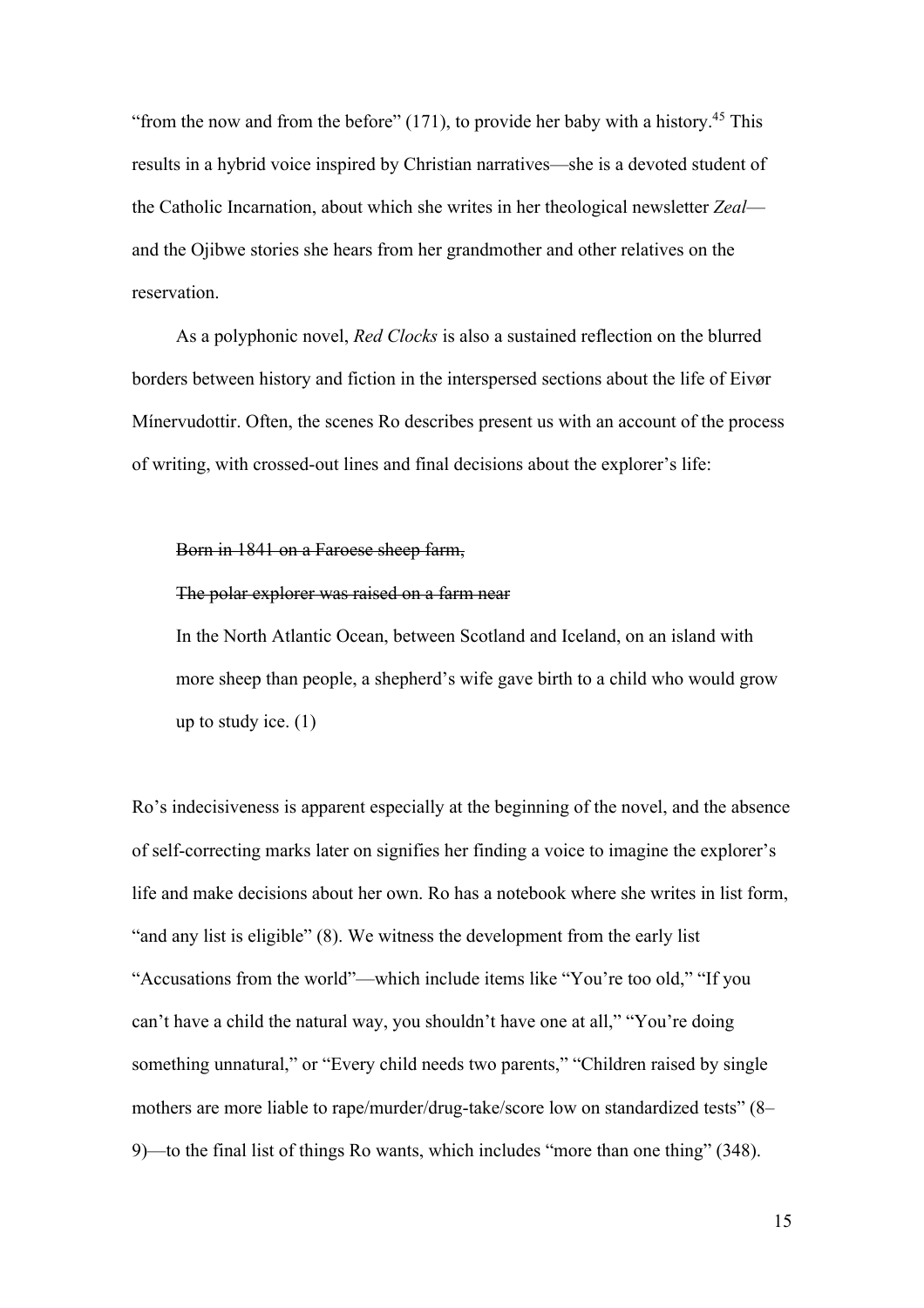"from the now and from the before" (171), to provide her baby with a history.[45] This results in a hybrid voice inspired by Christian narratives—she is a devoted student of the Catholic Incarnation, about which she writes in her theological newsletter *Zeal*—and the Ojibwe stories she hears from her grandmother and other relatives on the reservation.

As a polyphonic novel, *Red Clocks* is also a sustained reflection on the blurred borders between history and fiction in the interspersed sections about the life of Eivør Mínervudottir. Often, the scenes Ro describes present us with an account of the process of writing, with crossed-out lines and final decisions about the explorer's life:

> ~~Born in 1841 on a Faroese sheep farm,~~
>
> ~~The polar explorer was raised on a farm near~~
>
> In the North Atlantic Ocean, between Scotland and Iceland, on an island with more sheep than people, a shepherd's wife gave birth to a child who would grow up to study ice. (1)

Ro's indecisiveness is apparent especially at the beginning of the novel, and the absence of self-correcting marks later on signifies her finding a voice to imagine the explorer's life and make decisions about her own. Ro has a notebook where she writes in list form, "and any list is eligible" (8). We witness the development from the early list "Accusations from the world"—which include items like "You're too old," "If you can't have a child the natural way, you shouldn't have one at all," "You're doing something unnatural," or "Every child needs two parents," "Children raised by single mothers are more liable to rape/murder/drug-take/score low on standardized tests" (8–9)—to the final list of things Ro wants, which includes "more than one thing" (348).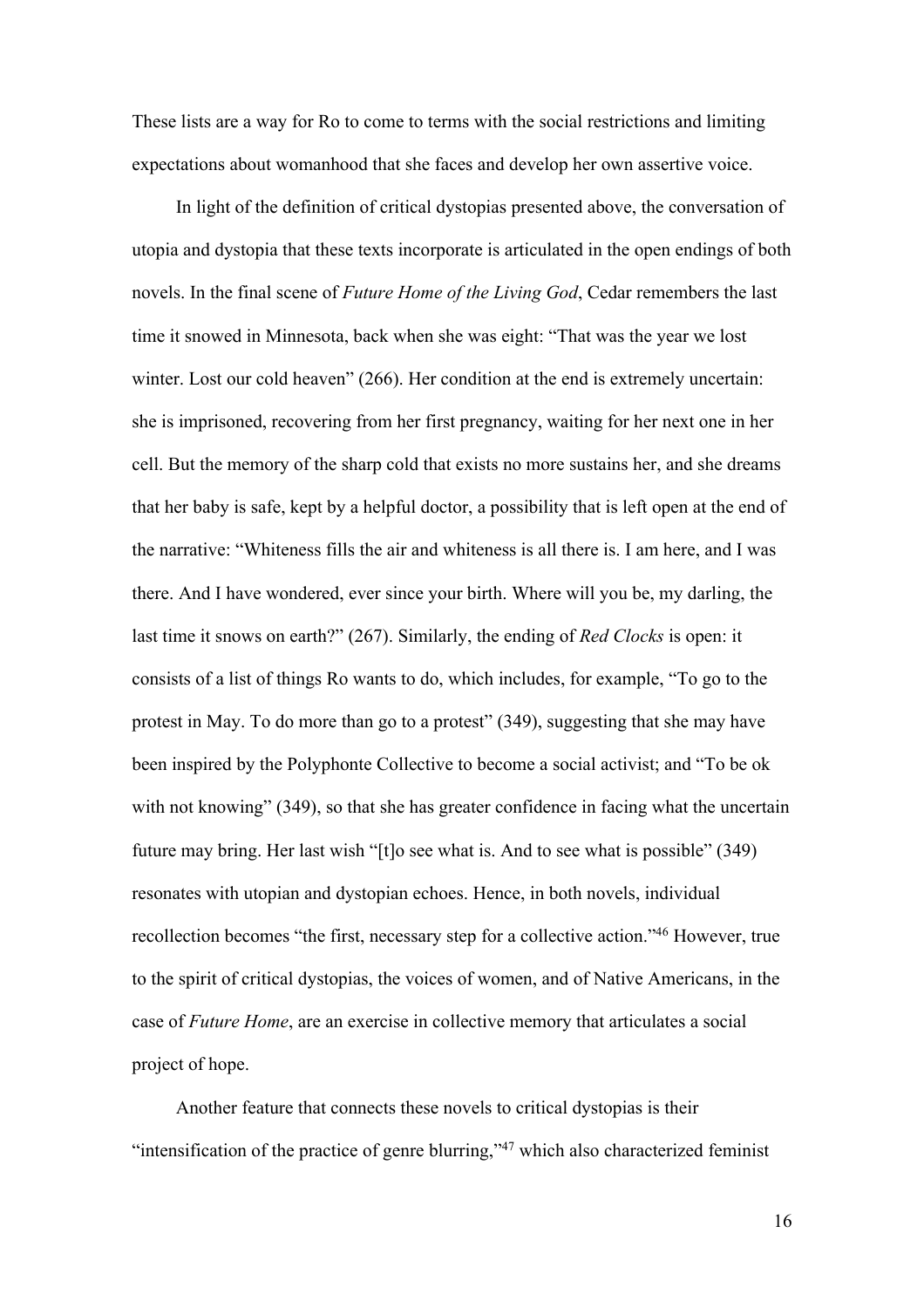These lists are a way for Ro to come to terms with the social restrictions and limiting expectations about womanhood that she faces and develop her own assertive voice.

In light of the definition of critical dystopias presented above, the conversation of utopia and dystopia that these texts incorporate is articulated in the open endings of both novels. In the final scene of *Future Home of the Living God*, Cedar remembers the last time it snowed in Minnesota, back when she was eight: "That was the year we lost winter. Lost our cold heaven" (266). Her condition at the end is extremely uncertain: she is imprisoned, recovering from her first pregnancy, waiting for her next one in her cell. But the memory of the sharp cold that exists no more sustains her, and she dreams that her baby is safe, kept by a helpful doctor, a possibility that is left open at the end of the narrative: "Whiteness fills the air and whiteness is all there is. I am here, and I was there. And I have wondered, ever since your birth. Where will you be, my darling, the last time it snows on earth?" (267). Similarly, the ending of *Red Clocks* is open: it consists of a list of things Ro wants to do, which includes, for example, "To go to the protest in May. To do more than go to a protest" (349), suggesting that she may have been inspired by the Polyphonte Collective to become a social activist; and "To be ok with not knowing" (349), so that she has greater confidence in facing what the uncertain future may bring. Her last wish "[t]o see what is. And to see what is possible" (349) resonates with utopian and dystopian echoes. Hence, in both novels, individual recollection becomes "the first, necessary step for a collective action."[46] However, true to the spirit of critical dystopias, the voices of women, and of Native Americans, in the case of *Future Home*, are an exercise in collective memory that articulates a social project of hope.

Another feature that connects these novels to critical dystopias is their "intensification of the practice of genre blurring,"[47] which also characterized feminist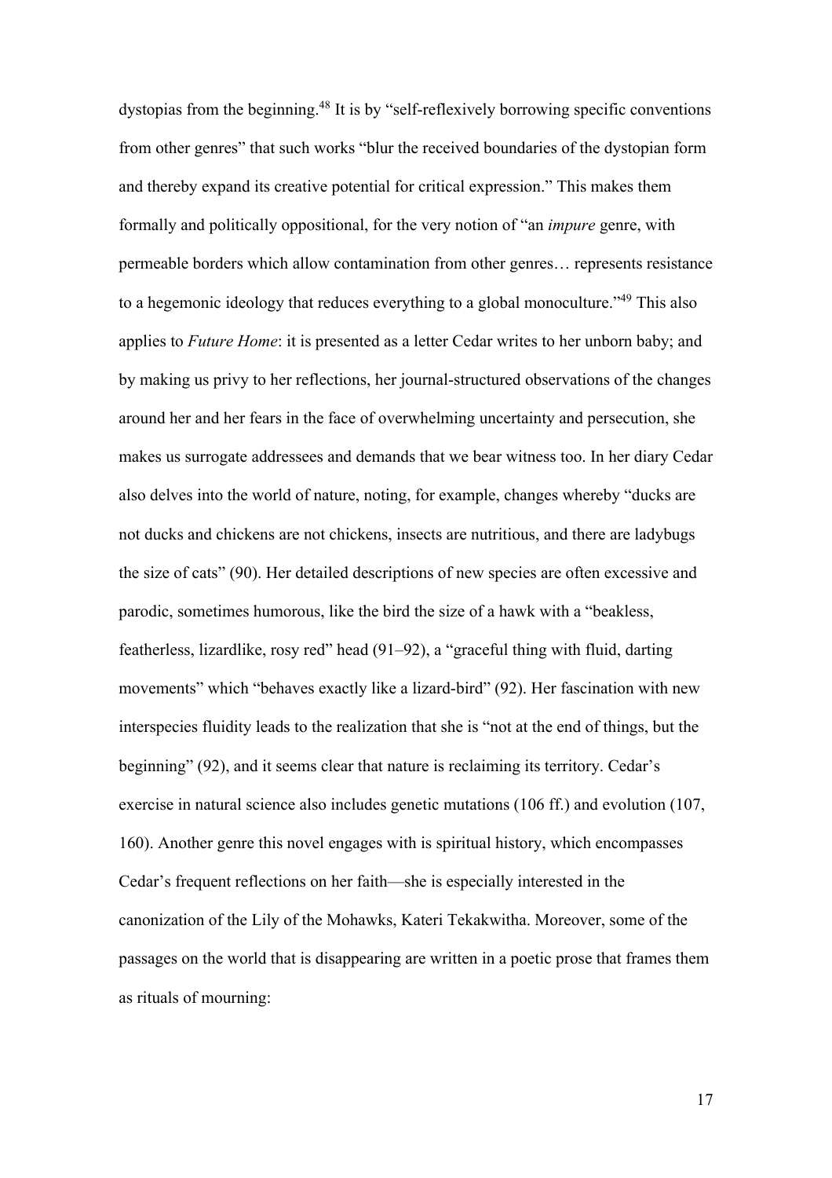dystopias from the beginning.[48] It is by "self-reflexively borrowing specific conventions from other genres" that such works "blur the received boundaries of the dystopian form and thereby expand its creative potential for critical expression." This makes them formally and politically oppositional, for the very notion of "an *impure* genre, with permeable borders which allow contamination from other genres… represents resistance to a hegemonic ideology that reduces everything to a global monoculture."[49] This also applies to *Future Home*: it is presented as a letter Cedar writes to her unborn baby; and by making us privy to her reflections, her journal-structured observations of the changes around her and her fears in the face of overwhelming uncertainty and persecution, she makes us surrogate addressees and demands that we bear witness too. In her diary Cedar also delves into the world of nature, noting, for example, changes whereby "ducks are not ducks and chickens are not chickens, insects are nutritious, and there are ladybugs the size of cats" (90). Her detailed descriptions of new species are often excessive and parodic, sometimes humorous, like the bird the size of a hawk with a "beakless, featherless, lizardlike, rosy red" head (91–92), a "graceful thing with fluid, darting movements" which "behaves exactly like a lizard-bird" (92). Her fascination with new interspecies fluidity leads to the realization that she is "not at the end of things, but the beginning" (92), and it seems clear that nature is reclaiming its territory. Cedar's exercise in natural science also includes genetic mutations (106 ff.) and evolution (107, 160). Another genre this novel engages with is spiritual history, which encompasses Cedar's frequent reflections on her faith—she is especially interested in the canonization of the Lily of the Mohawks, Kateri Tekakwitha. Moreover, some of the passages on the world that is disappearing are written in a poetic prose that frames them as rituals of mourning: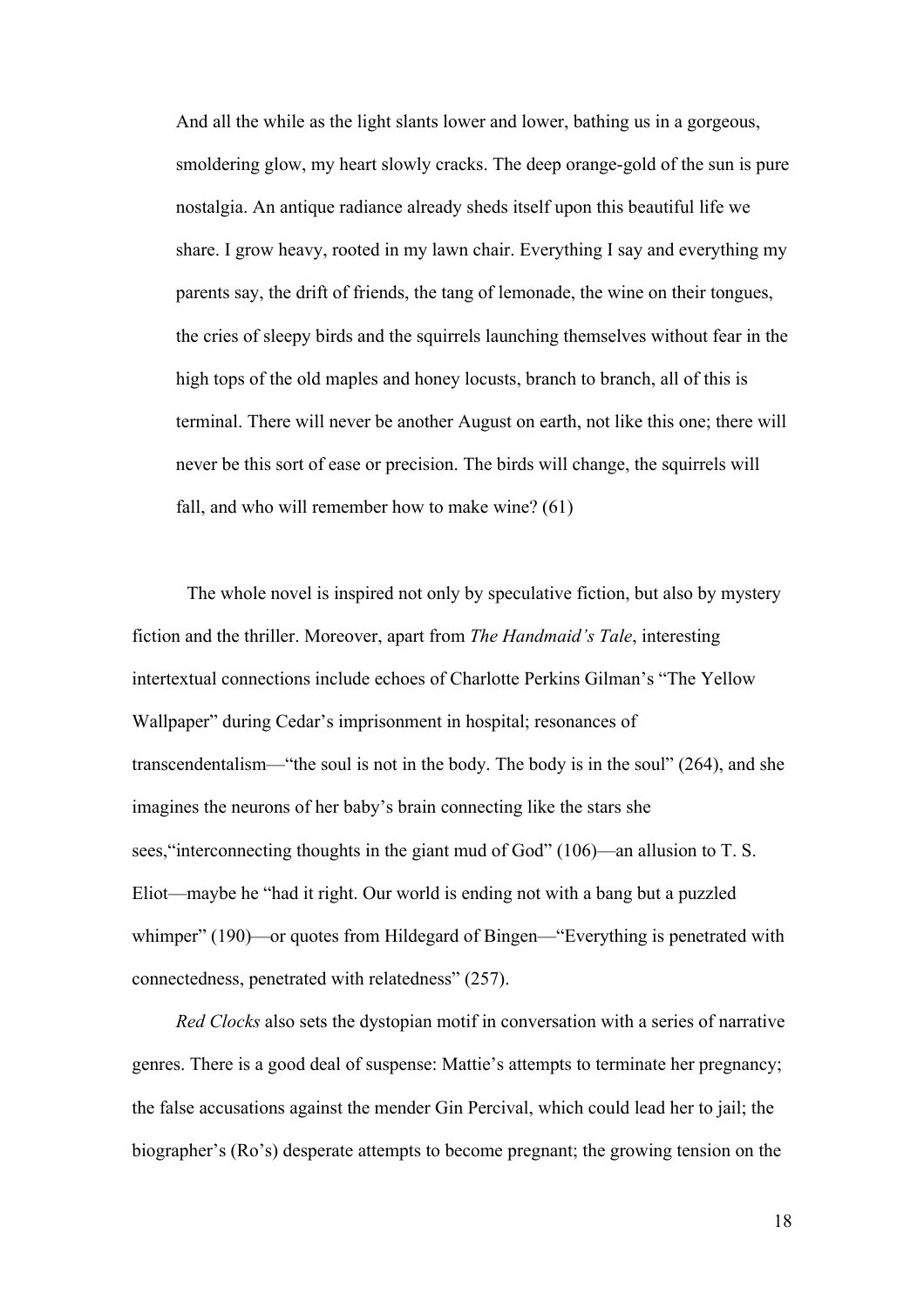> And all the while as the light slants lower and lower, bathing us in a gorgeous, smoldering glow, my heart slowly cracks. The deep orange-gold of the sun is pure nostalgia. An antique radiance already sheds itself upon this beautiful life we share. I grow heavy, rooted in my lawn chair. Everything I say and everything my parents say, the drift of friends, the tang of lemonade, the wine on their tongues, the cries of sleepy birds and the squirrels launching themselves without fear in the high tops of the old maples and honey locusts, branch to branch, all of this is terminal. There will never be another August on earth, not like this one; there will never be this sort of ease or precision. The birds will change, the squirrels will fall, and who will remember how to make wine? (61)

The whole novel is inspired not only by speculative fiction, but also by mystery fiction and the thriller. Moreover, apart from *The Handmaid's Tale*, interesting intertextual connections include echoes of Charlotte Perkins Gilman's "The Yellow Wallpaper" during Cedar's imprisonment in hospital; resonances of transcendentalism—"the soul is not in the body. The body is in the soul" (264), and she imagines the neurons of her baby's brain connecting like the stars she sees,"interconnecting thoughts in the giant mud of God" (106)—an allusion to T. S. Eliot—maybe he "had it right. Our world is ending not with a bang but a puzzled whimper" (190)—or quotes from Hildegard of Bingen—"Everything is penetrated with connectedness, penetrated with relatedness" (257).

*Red Clocks* also sets the dystopian motif in conversation with a series of narrative genres. There is a good deal of suspense: Mattie's attempts to terminate her pregnancy; the false accusations against the mender Gin Percival, which could lead her to jail; the biographer's (Ro's) desperate attempts to become pregnant; the growing tension on the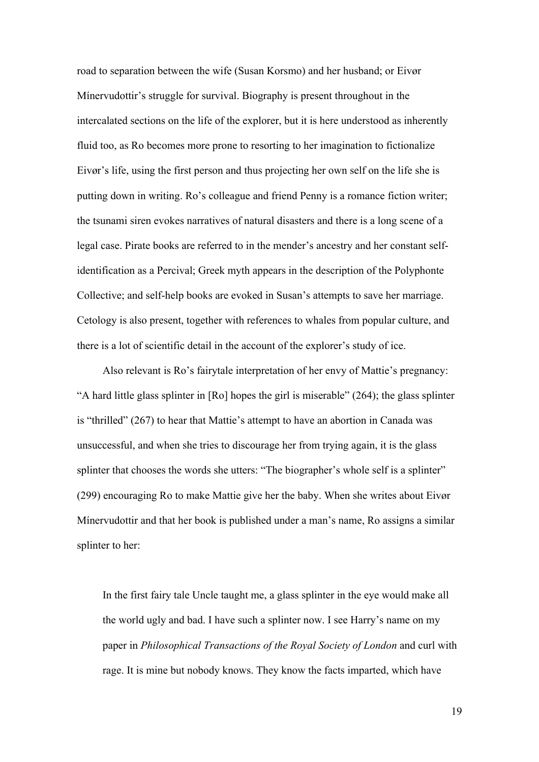road to separation between the wife (Susan Korsmo) and her husband; or Eivør Mínervudottir's struggle for survival. Biography is present throughout in the intercalated sections on the life of the explorer, but it is here understood as inherently fluid too, as Ro becomes more prone to resorting to her imagination to fictionalize Eivør's life, using the first person and thus projecting her own self on the life she is putting down in writing. Ro's colleague and friend Penny is a romance fiction writer; the tsunami siren evokes narratives of natural disasters and there is a long scene of a legal case. Pirate books are referred to in the mender's ancestry and her constant self-identification as a Percival; Greek myth appears in the description of the Polyphonte Collective; and self-help books are evoked in Susan's attempts to save her marriage. Cetology is also present, together with references to whales from popular culture, and there is a lot of scientific detail in the account of the explorer's study of ice.

Also relevant is Ro's fairytale interpretation of her envy of Mattie's pregnancy: "A hard little glass splinter in [Ro] hopes the girl is miserable" (264); the glass splinter is "thrilled" (267) to hear that Mattie's attempt to have an abortion in Canada was unsuccessful, and when she tries to discourage her from trying again, it is the glass splinter that chooses the words she utters: "The biographer's whole self is a splinter" (299) encouraging Ro to make Mattie give her the baby. When she writes about Eivør Mínervudottir and that her book is published under a man's name, Ro assigns a similar splinter to her:

> In the first fairy tale Uncle taught me, a glass splinter in the eye would make all the world ugly and bad. I have such a splinter now. I see Harry's name on my paper in *Philosophical Transactions of the Royal Society of London* and curl with rage. It is mine but nobody knows. They know the facts imparted, which have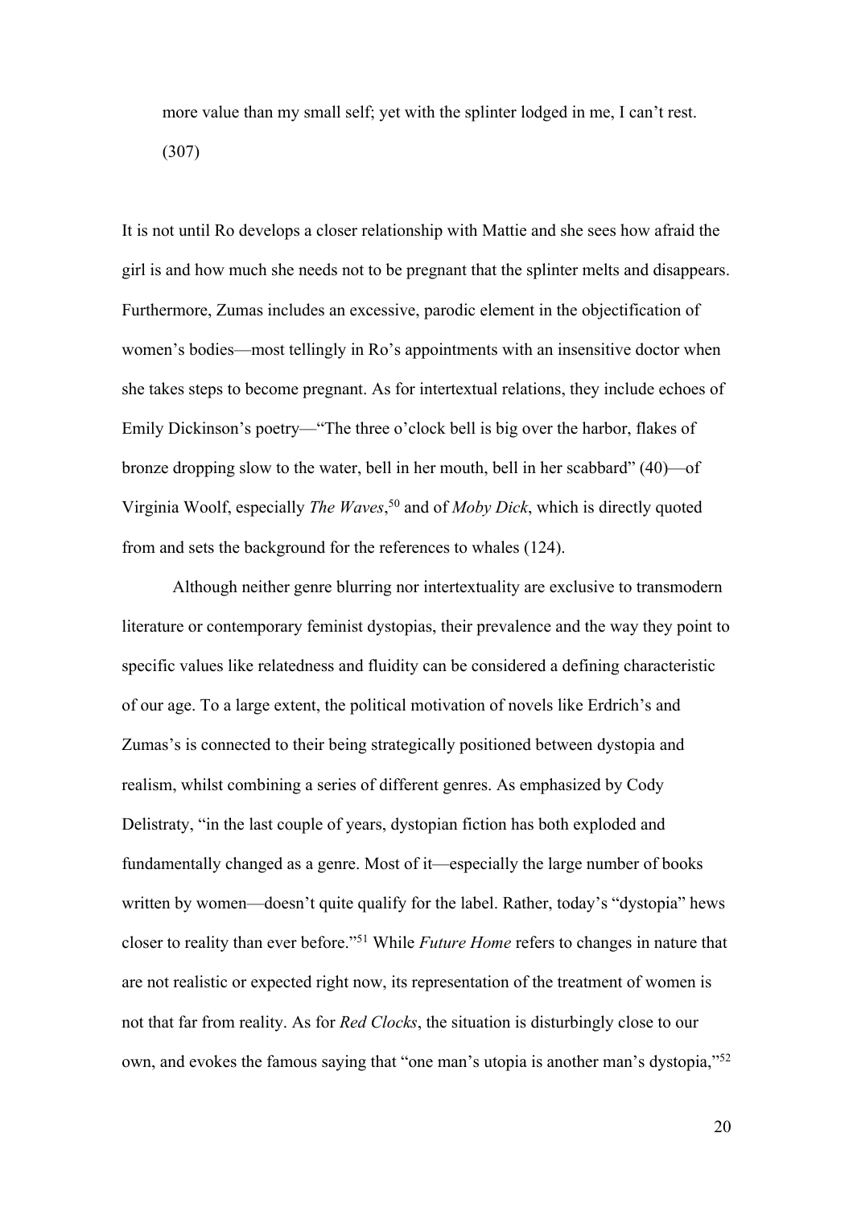> more value than my small self; yet with the splinter lodged in me, I can't rest. (307)

It is not until Ro develops a closer relationship with Mattie and she sees how afraid the girl is and how much she needs not to be pregnant that the splinter melts and disappears. Furthermore, Zumas includes an excessive, parodic element in the objectification of women's bodies—most tellingly in Ro's appointments with an insensitive doctor when she takes steps to become pregnant. As for intertextual relations, they include echoes of Emily Dickinson's poetry—"The three o'clock bell is big over the harbor, flakes of bronze dropping slow to the water, bell in her mouth, bell in her scabbard" (40)—of Virginia Woolf, especially *The Waves*,[50] and of *Moby Dick*, which is directly quoted from and sets the background for the references to whales (124).

Although neither genre blurring nor intertextuality are exclusive to transmodern literature or contemporary feminist dystopias, their prevalence and the way they point to specific values like relatedness and fluidity can be considered a defining characteristic of our age. To a large extent, the political motivation of novels like Erdrich's and Zumas's is connected to their being strategically positioned between dystopia and realism, whilst combining a series of different genres. As emphasized by Cody Delistraty, "in the last couple of years, dystopian fiction has both exploded and fundamentally changed as a genre. Most of it—especially the large number of books written by women—doesn't quite qualify for the label. Rather, today's "dystopia" hews closer to reality than ever before."[51] While *Future Home* refers to changes in nature that are not realistic or expected right now, its representation of the treatment of women is not that far from reality. As for *Red Clocks*, the situation is disturbingly close to our own, and evokes the famous saying that "one man's utopia is another man's dystopia,"[52]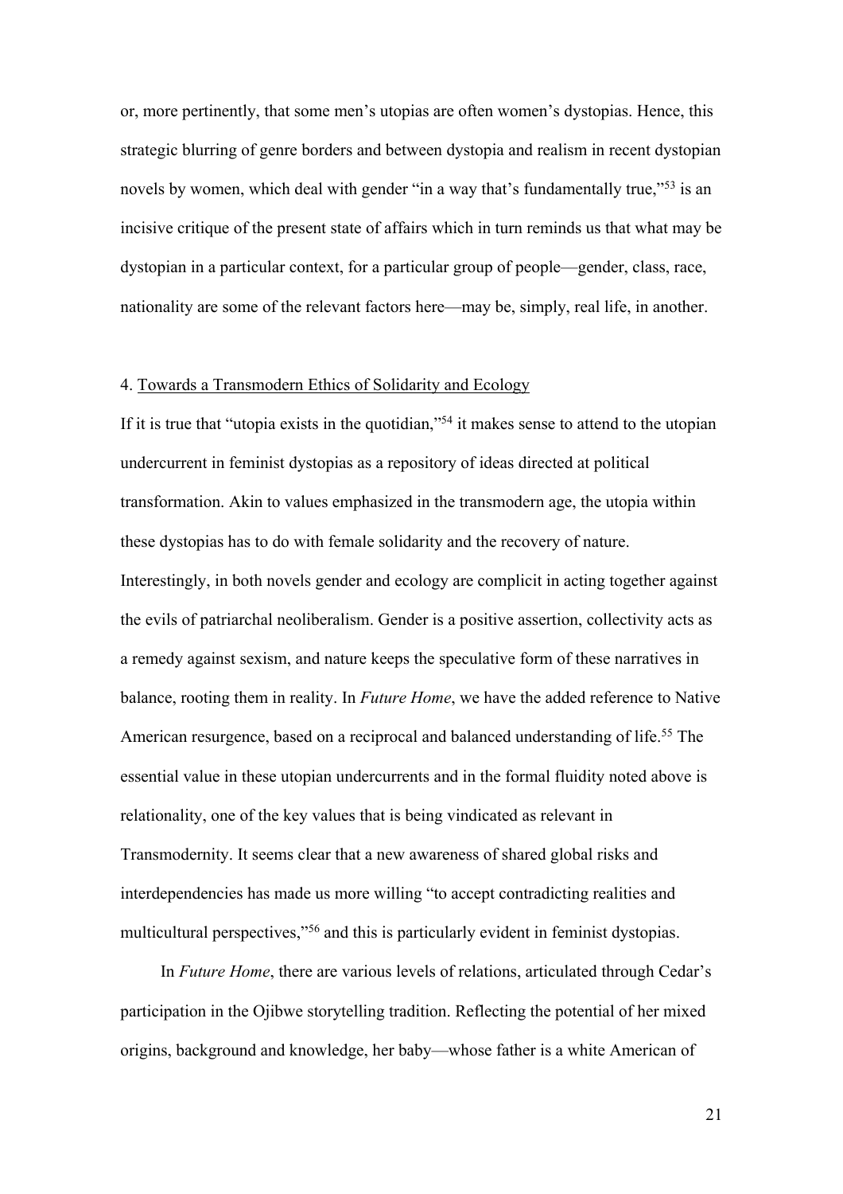or, more pertinently, that some men's utopias are often women's dystopias. Hence, this strategic blurring of genre borders and between dystopia and realism in recent dystopian novels by women, which deal with gender "in a way that's fundamentally true,"[53] is an incisive critique of the present state of affairs which in turn reminds us that what may be dystopian in a particular context, for a particular group of people—gender, class, race, nationality are some of the relevant factors here—may be, simply, real life, in another.

## 4. Towards a Transmodern Ethics of Solidarity and Ecology

If it is true that "utopia exists in the quotidian,"[54] it makes sense to attend to the utopian undercurrent in feminist dystopias as a repository of ideas directed at political transformation. Akin to values emphasized in the transmodern age, the utopia within these dystopias has to do with female solidarity and the recovery of nature. Interestingly, in both novels gender and ecology are complicit in acting together against the evils of patriarchal neoliberalism. Gender is a positive assertion, collectivity acts as a remedy against sexism, and nature keeps the speculative form of these narratives in balance, rooting them in reality. In *Future Home*, we have the added reference to Native American resurgence, based on a reciprocal and balanced understanding of life.[55] The essential value in these utopian undercurrents and in the formal fluidity noted above is relationality, one of the key values that is being vindicated as relevant in Transmodernity. It seems clear that a new awareness of shared global risks and interdependencies has made us more willing "to accept contradicting realities and multicultural perspectives,"[56] and this is particularly evident in feminist dystopias.

In *Future Home*, there are various levels of relations, articulated through Cedar's participation in the Ojibwe storytelling tradition. Reflecting the potential of her mixed origins, background and knowledge, her baby—whose father is a white American of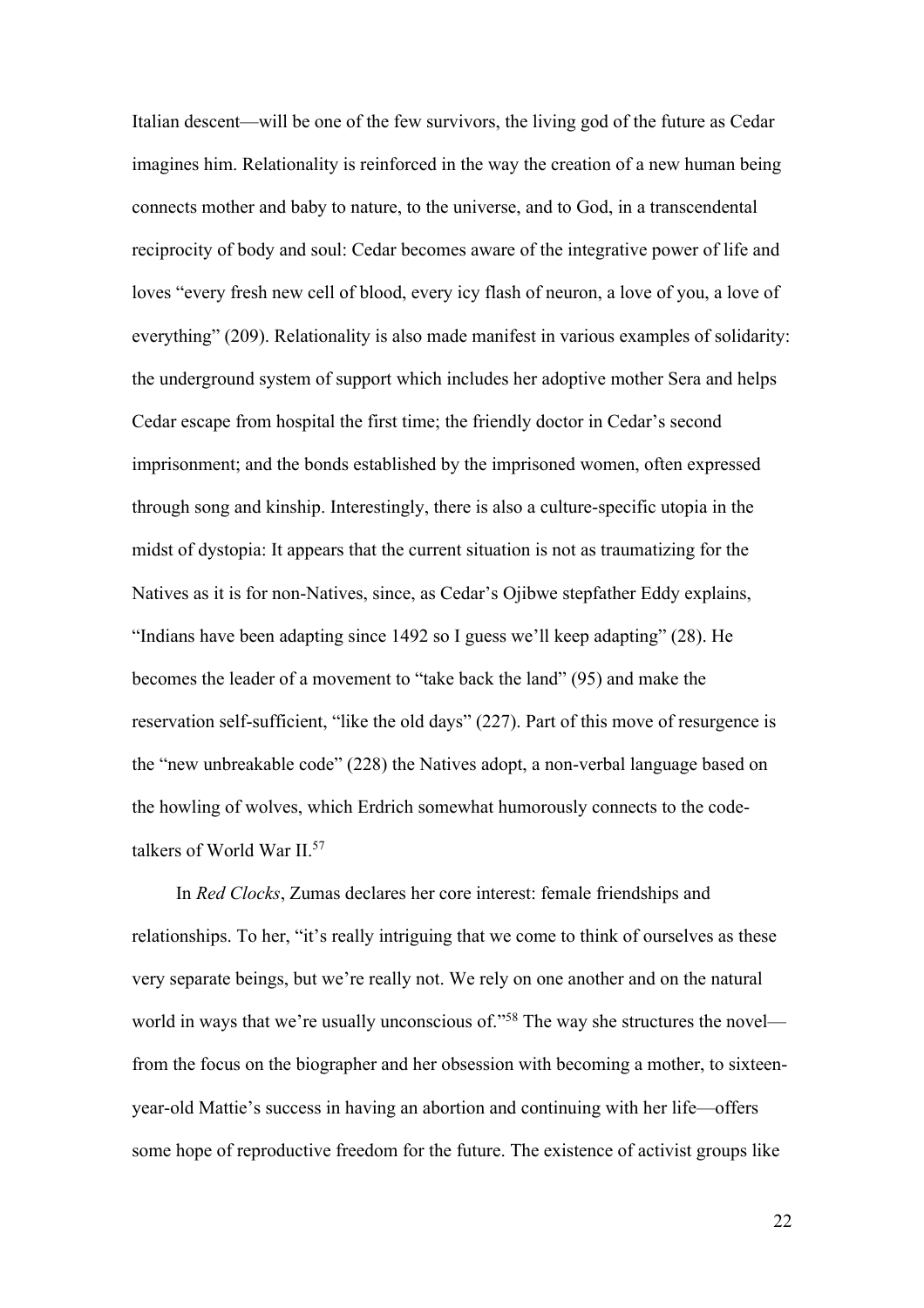Italian descent—will be one of the few survivors, the living god of the future as Cedar imagines him. Relationality is reinforced in the way the creation of a new human being connects mother and baby to nature, to the universe, and to God, in a transcendental reciprocity of body and soul: Cedar becomes aware of the integrative power of life and loves "every fresh new cell of blood, every icy flash of neuron, a love of you, a love of everything" (209). Relationality is also made manifest in various examples of solidarity: the underground system of support which includes her adoptive mother Sera and helps Cedar escape from hospital the first time; the friendly doctor in Cedar's second imprisonment; and the bonds established by the imprisoned women, often expressed through song and kinship. Interestingly, there is also a culture-specific utopia in the midst of dystopia: It appears that the current situation is not as traumatizing for the Natives as it is for non-Natives, since, as Cedar's Ojibwe stepfather Eddy explains, "Indians have been adapting since 1492 so I guess we'll keep adapting" (28). He becomes the leader of a movement to "take back the land" (95) and make the reservation self-sufficient, "like the old days" (227). Part of this move of resurgence is the "new unbreakable code" (228) the Natives adopt, a non-verbal language based on the howling of wolves, which Erdrich somewhat humorously connects to the code-talkers of World War II.[57]

In *Red Clocks*, Zumas declares her core interest: female friendships and relationships. To her, "it's really intriguing that we come to think of ourselves as these very separate beings, but we're really not. We rely on one another and on the natural world in ways that we're usually unconscious of."[58] The way she structures the novel—from the focus on the biographer and her obsession with becoming a mother, to sixteen-year-old Mattie's success in having an abortion and continuing with her life—offers some hope of reproductive freedom for the future. The existence of activist groups like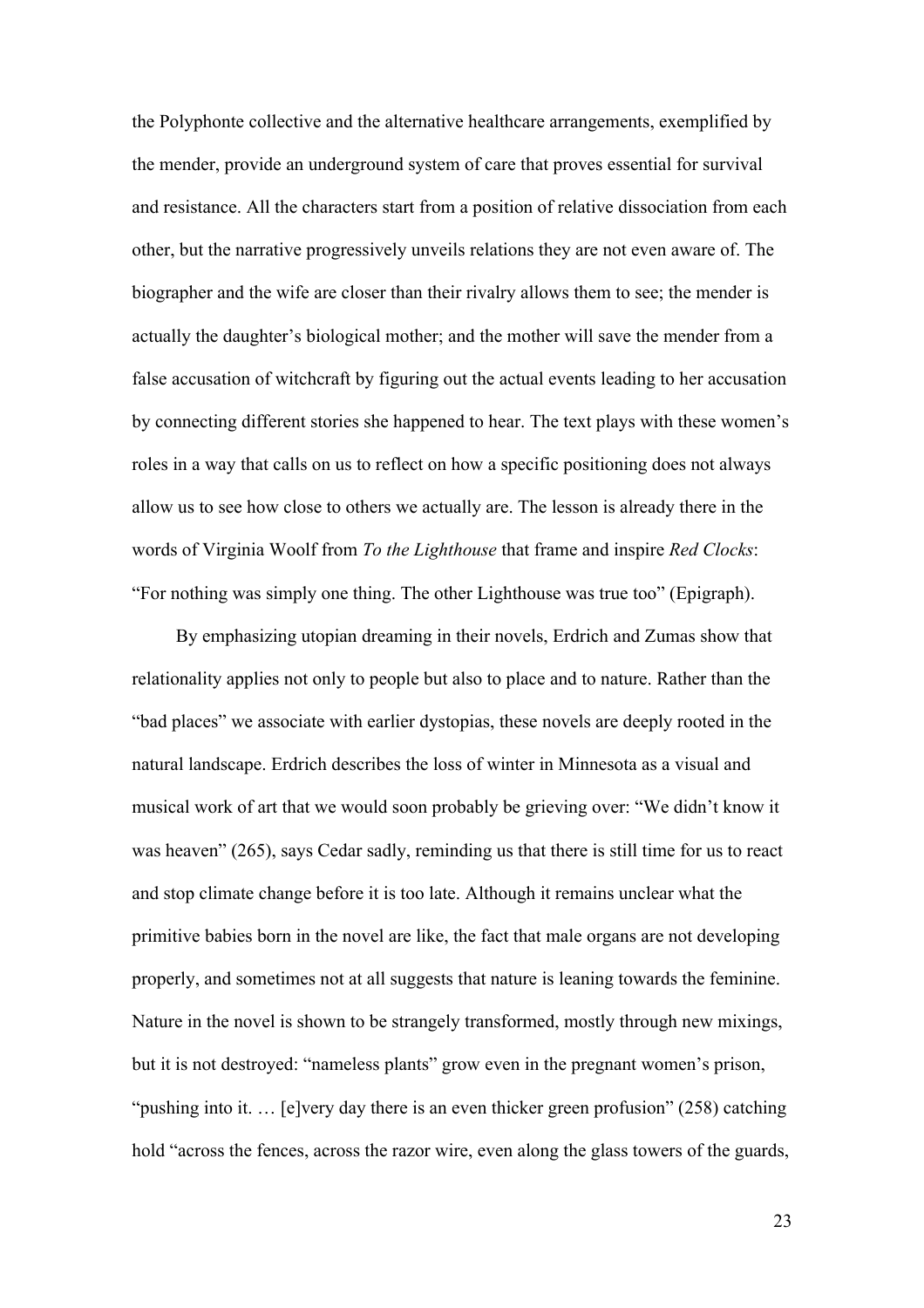the Polyphonte collective and the alternative healthcare arrangements, exemplified by the mender, provide an underground system of care that proves essential for survival and resistance. All the characters start from a position of relative dissociation from each other, but the narrative progressively unveils relations they are not even aware of. The biographer and the wife are closer than their rivalry allows them to see; the mender is actually the daughter's biological mother; and the mother will save the mender from a false accusation of witchcraft by figuring out the actual events leading to her accusation by connecting different stories she happened to hear. The text plays with these women's roles in a way that calls on us to reflect on how a specific positioning does not always allow us to see how close to others we actually are. The lesson is already there in the words of Virginia Woolf from *To the Lighthouse* that frame and inspire *Red Clocks*: "For nothing was simply one thing. The other Lighthouse was true too" (Epigraph).

By emphasizing utopian dreaming in their novels, Erdrich and Zumas show that relationality applies not only to people but also to place and to nature. Rather than the "bad places" we associate with earlier dystopias, these novels are deeply rooted in the natural landscape. Erdrich describes the loss of winter in Minnesota as a visual and musical work of art that we would soon probably be grieving over: "We didn't know it was heaven" (265), says Cedar sadly, reminding us that there is still time for us to react and stop climate change before it is too late. Although it remains unclear what the primitive babies born in the novel are like, the fact that male organs are not developing properly, and sometimes not at all suggests that nature is leaning towards the feminine. Nature in the novel is shown to be strangely transformed, mostly through new mixings, but it is not destroyed: "nameless plants" grow even in the pregnant women's prison, "pushing into it. … [e]very day there is an even thicker green profusion" (258) catching hold "across the fences, across the razor wire, even along the glass towers of the guards,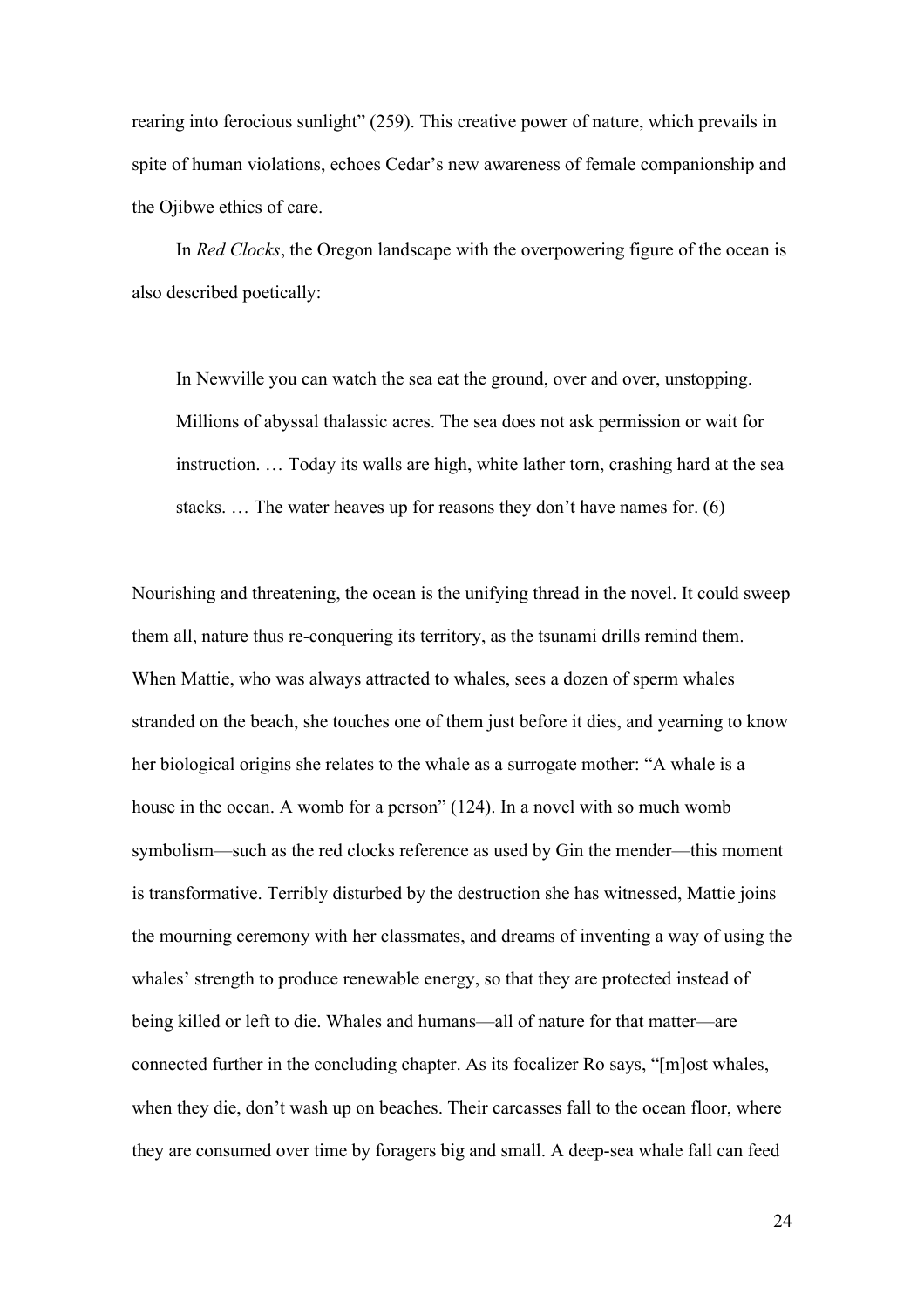rearing into ferocious sunlight" (259). This creative power of nature, which prevails in spite of human violations, echoes Cedar's new awareness of female companionship and the Ojibwe ethics of care.

In *Red Clocks*, the Oregon landscape with the overpowering figure of the ocean is also described poetically:

> In Newville you can watch the sea eat the ground, over and over, unstopping. Millions of abyssal thalassic acres. The sea does not ask permission or wait for instruction. … Today its walls are high, white lather torn, crashing hard at the sea stacks. … The water heaves up for reasons they don't have names for. (6)

Nourishing and threatening, the ocean is the unifying thread in the novel. It could sweep them all, nature thus re-conquering its territory, as the tsunami drills remind them. When Mattie, who was always attracted to whales, sees a dozen of sperm whales stranded on the beach, she touches one of them just before it dies, and yearning to know her biological origins she relates to the whale as a surrogate mother: "A whale is a house in the ocean. A womb for a person" (124). In a novel with so much womb symbolism—such as the red clocks reference as used by Gin the mender—this moment is transformative. Terribly disturbed by the destruction she has witnessed, Mattie joins the mourning ceremony with her classmates, and dreams of inventing a way of using the whales' strength to produce renewable energy, so that they are protected instead of being killed or left to die. Whales and humans—all of nature for that matter—are connected further in the concluding chapter. As its focalizer Ro says, "[m]ost whales, when they die, don't wash up on beaches. Their carcasses fall to the ocean floor, where they are consumed over time by foragers big and small. A deep-sea whale fall can feed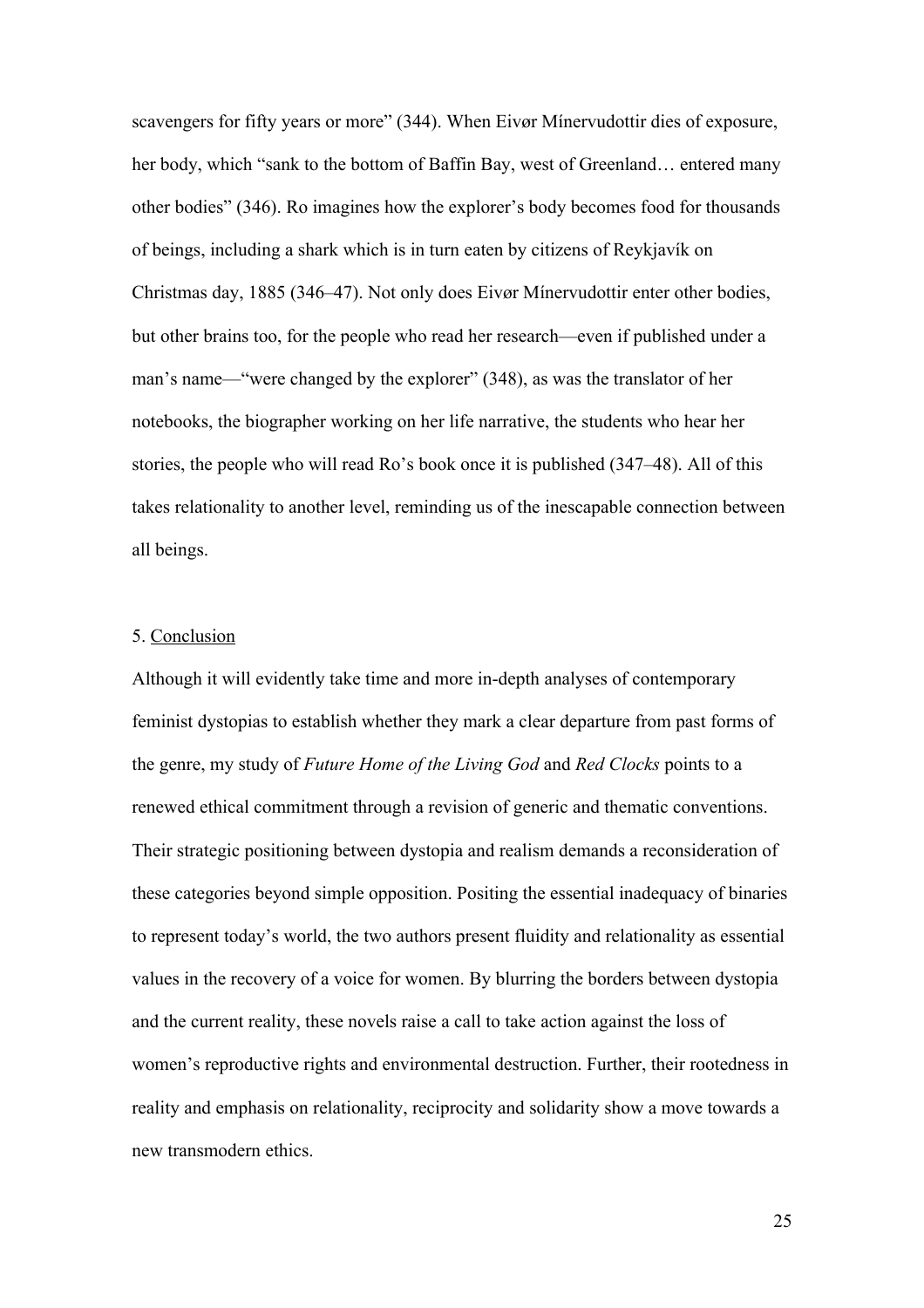scavengers for fifty years or more" (344). When Eivør Mínervudottir dies of exposure, her body, which "sank to the bottom of Baffin Bay, west of Greenland… entered many other bodies" (346). Ro imagines how the explorer's body becomes food for thousands of beings, including a shark which is in turn eaten by citizens of Reykjavík on Christmas day, 1885 (346–47). Not only does Eivør Mínervudottir enter other bodies, but other brains too, for the people who read her research—even if published under a man's name—"were changed by the explorer" (348), as was the translator of her notebooks, the biographer working on her life narrative, the students who hear her stories, the people who will read Ro's book once it is published (347–48). All of this takes relationality to another level, reminding us of the inescapable connection between all beings.

## 5. Conclusion

Although it will evidently take time and more in-depth analyses of contemporary feminist dystopias to establish whether they mark a clear departure from past forms of the genre, my study of *Future Home of the Living God* and *Red Clocks* points to a renewed ethical commitment through a revision of generic and thematic conventions. Their strategic positioning between dystopia and realism demands a reconsideration of these categories beyond simple opposition. Positing the essential inadequacy of binaries to represent today's world, the two authors present fluidity and relationality as essential values in the recovery of a voice for women. By blurring the borders between dystopia and the current reality, these novels raise a call to take action against the loss of women's reproductive rights and environmental destruction. Further, their rootedness in reality and emphasis on relationality, reciprocity and solidarity show a move towards a new transmodern ethics.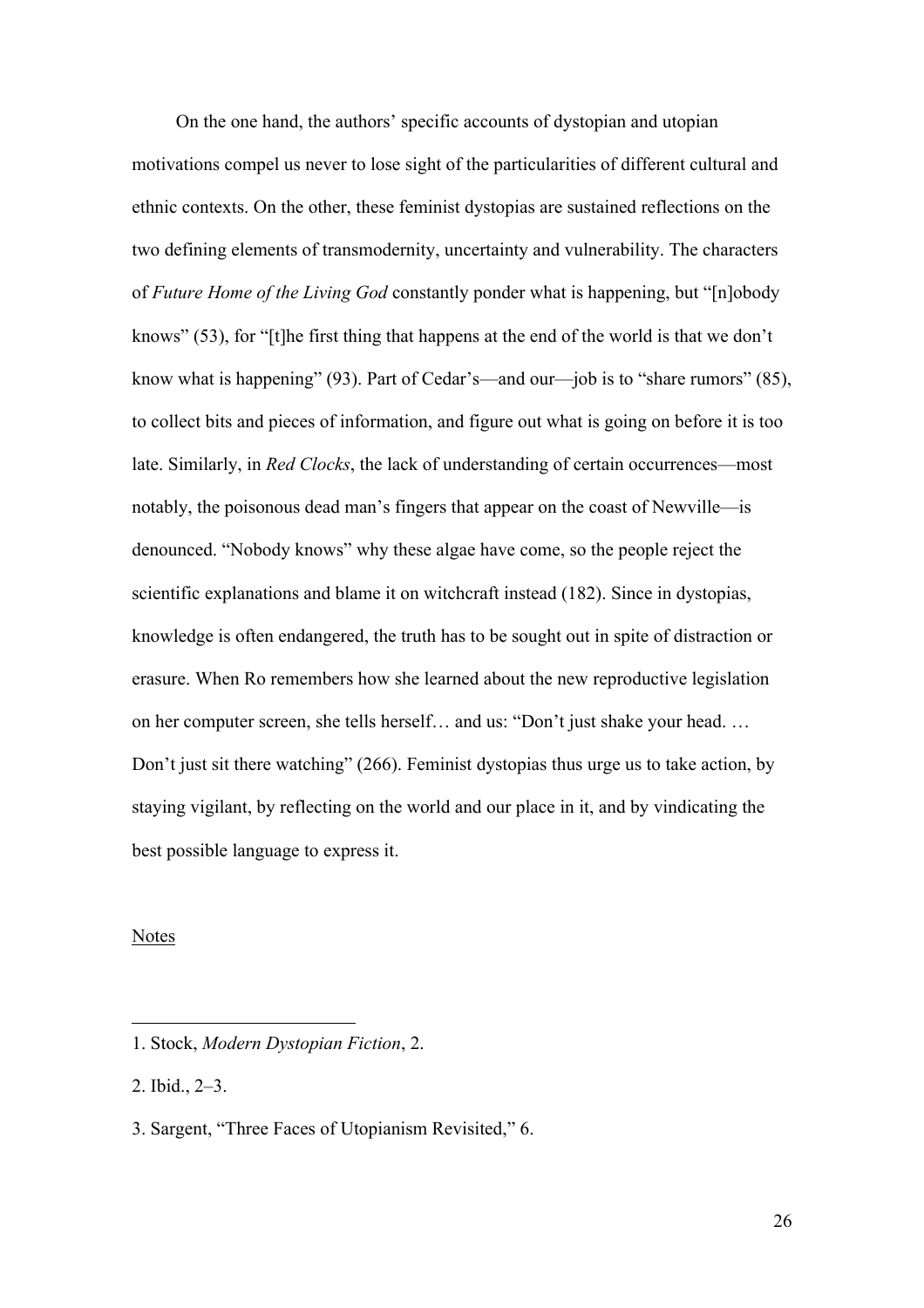On the one hand, the authors' specific accounts of dystopian and utopian motivations compel us never to lose sight of the particularities of different cultural and ethnic contexts. On the other, these feminist dystopias are sustained reflections on the two defining elements of transmodernity, uncertainty and vulnerability. The characters of *Future Home of the Living God* constantly ponder what is happening, but "[n]obody knows" (53), for "[t]he first thing that happens at the end of the world is that we don't know what is happening" (93). Part of Cedar's—and our—job is to "share rumors" (85), to collect bits and pieces of information, and figure out what is going on before it is too late. Similarly, in *Red Clocks*, the lack of understanding of certain occurrences—most notably, the poisonous dead man's fingers that appear on the coast of Newville—is denounced. "Nobody knows" why these algae have come, so the people reject the scientific explanations and blame it on witchcraft instead (182). Since in dystopias, knowledge is often endangered, the truth has to be sought out in spite of distraction or erasure. When Ro remembers how she learned about the new reproductive legislation on her computer screen, she tells herself… and us: "Don't just shake your head. … Don't just sit there watching" (266). Feminist dystopias thus urge us to take action, by staying vigilant, by reflecting on the world and our place in it, and by vindicating the best possible language to express it.

Notes

1. Stock, *Modern Dystopian Fiction*, 2.

2. Ibid., 2–3.

3. Sargent, "Three Faces of Utopianism Revisited," 6.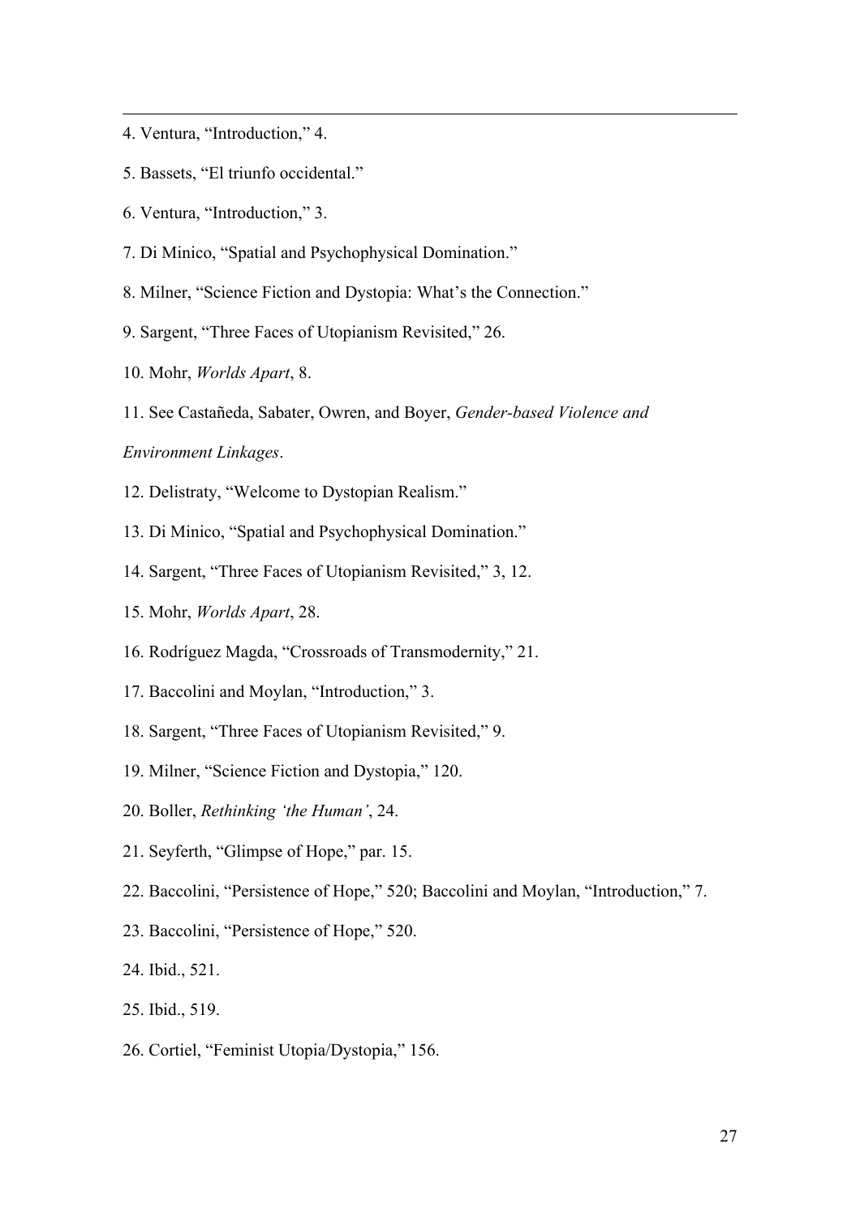4. Ventura, "Introduction," 4.

5. Bassets, "El triunfo occidental."

6. Ventura, "Introduction," 3.

7. Di Minico, "Spatial and Psychophysical Domination."

8. Milner, "Science Fiction and Dystopia: What's the Connection."

9. Sargent, "Three Faces of Utopianism Revisited," 26.

10. Mohr, *Worlds Apart*, 8.

11. See Castañeda, Sabater, Owren, and Boyer, *Gender-based Violence and Environment Linkages*.

12. Delistraty, "Welcome to Dystopian Realism."

13. Di Minico, "Spatial and Psychophysical Domination."

14. Sargent, "Three Faces of Utopianism Revisited," 3, 12.

15. Mohr, *Worlds Apart*, 28.

16. Rodríguez Magda, "Crossroads of Transmodernity," 21.

17. Baccolini and Moylan, "Introduction," 3.

18. Sargent, "Three Faces of Utopianism Revisited," 9.

19. Milner, "Science Fiction and Dystopia," 120.

20. Boller, *Rethinking 'the Human'*, 24.

21. Seyferth, "Glimpse of Hope," par. 15.

22. Baccolini, "Persistence of Hope," 520; Baccolini and Moylan, "Introduction," 7.

23. Baccolini, "Persistence of Hope," 520.

24. Ibid., 521.

25. Ibid., 519.

26. Cortiel, "Feminist Utopia/Dystopia," 156.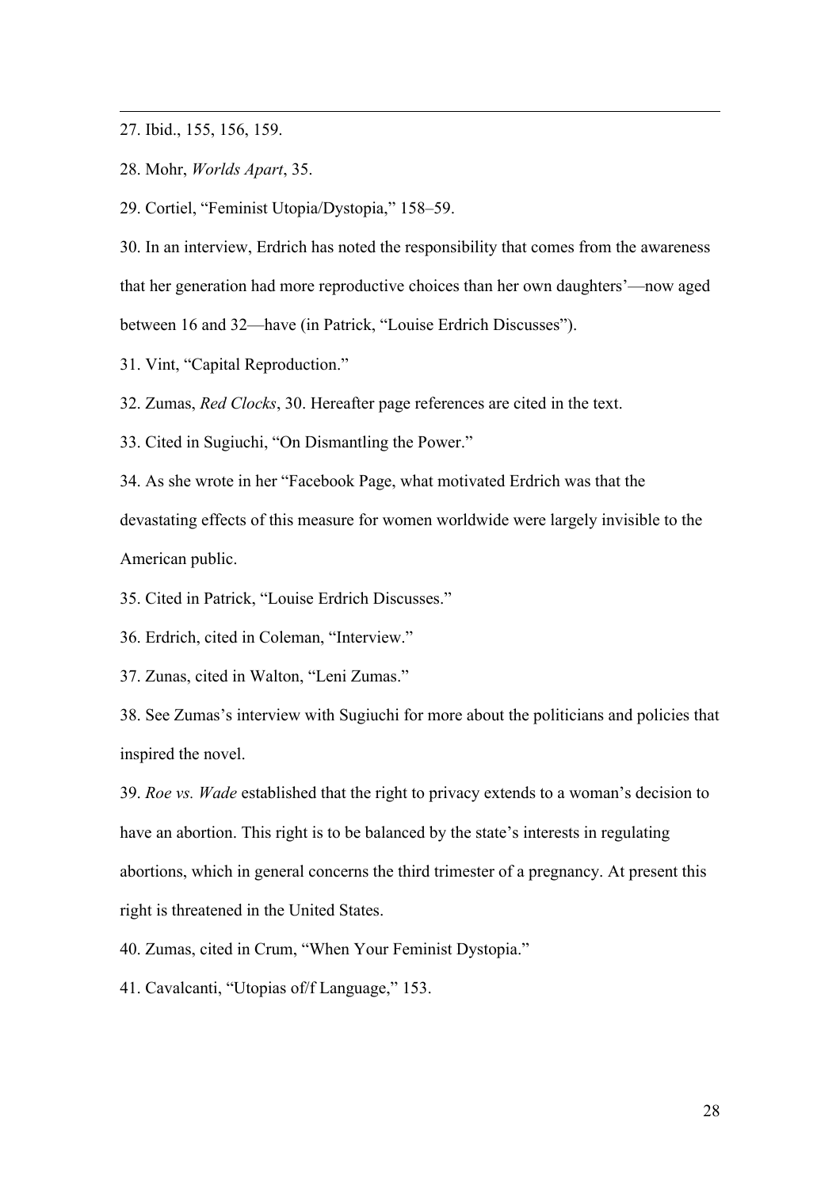27. Ibid., 155, 156, 159.

28. Mohr, *Worlds Apart*, 35.

29. Cortiel, "Feminist Utopia/Dystopia," 158–59.

30. In an interview, Erdrich has noted the responsibility that comes from the awareness that her generation had more reproductive choices than her own daughters'—now aged between 16 and 32—have (in Patrick, "Louise Erdrich Discusses").

31. Vint, "Capital Reproduction."

32. Zumas, *Red Clocks*, 30. Hereafter page references are cited in the text.

33. Cited in Sugiuchi, "On Dismantling the Power."

34. As she wrote in her "Facebook Page, what motivated Erdrich was that the devastating effects of this measure for women worldwide were largely invisible to the American public.

35. Cited in Patrick, "Louise Erdrich Discusses."

36. Erdrich, cited in Coleman, "Interview."

37. Zunas, cited in Walton, "Leni Zumas."

38. See Zumas's interview with Sugiuchi for more about the politicians and policies that inspired the novel.

39. *Roe vs. Wade* established that the right to privacy extends to a woman's decision to have an abortion. This right is to be balanced by the state's interests in regulating abortions, which in general concerns the third trimester of a pregnancy. At present this right is threatened in the United States.

40. Zumas, cited in Crum, "When Your Feminist Dystopia."

41. Cavalcanti, "Utopias of/f Language," 153.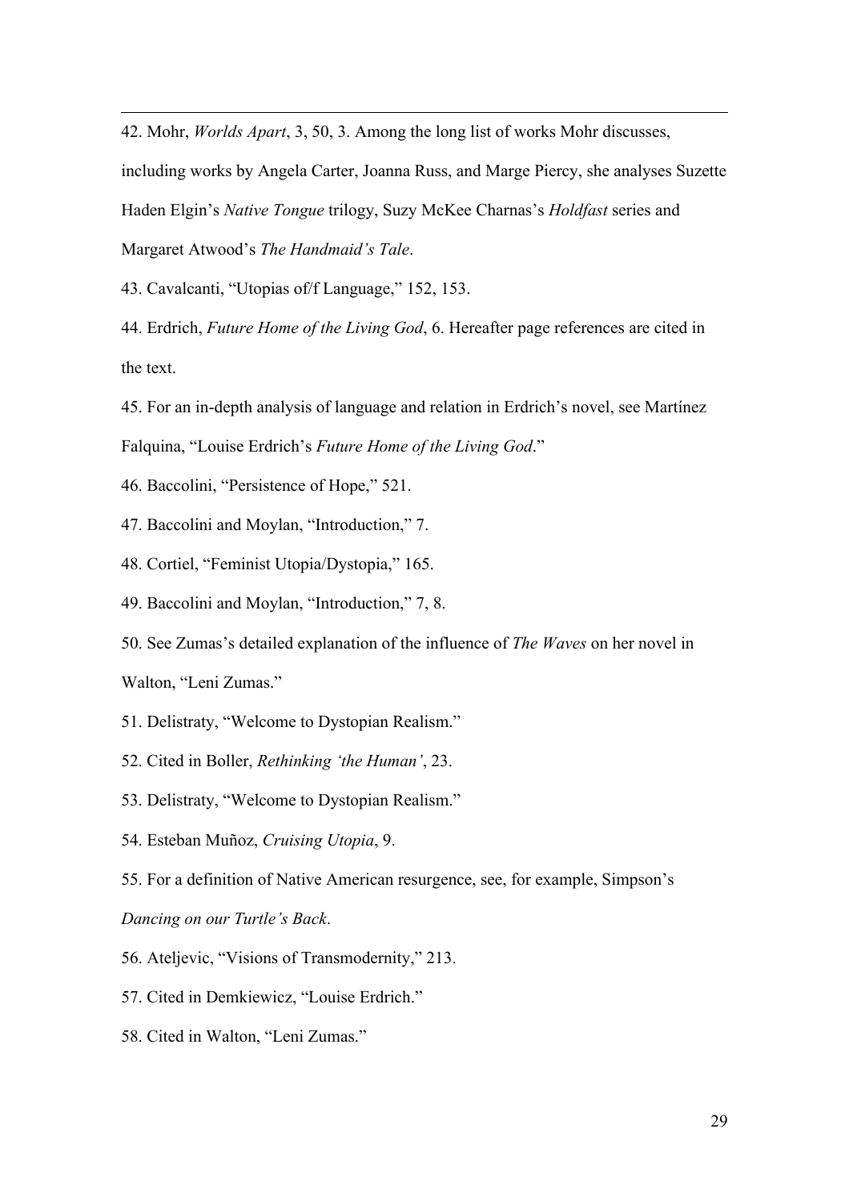42. Mohr, *Worlds Apart*, 3, 50, 3. Among the long list of works Mohr discusses, including works by Angela Carter, Joanna Russ, and Marge Piercy, she analyses Suzette Haden Elgin's *Native Tongue* trilogy, Suzy McKee Charnas's *Holdfast* series and Margaret Atwood's *The Handmaid's Tale*.

43. Cavalcanti, "Utopias of/f Language," 152, 153.

44. Erdrich, *Future Home of the Living God*, 6. Hereafter page references are cited in the text.

45. For an in-depth analysis of language and relation in Erdrich's novel, see Martínez Falquina, "Louise Erdrich's *Future Home of the Living God*."

46. Baccolini, "Persistence of Hope," 521.

47. Baccolini and Moylan, "Introduction," 7.

48. Cortiel, "Feminist Utopia/Dystopia," 165.

49. Baccolini and Moylan, "Introduction," 7, 8.

50. See Zumas's detailed explanation of the influence of *The Waves* on her novel in Walton, "Leni Zumas."

51. Delistraty, "Welcome to Dystopian Realism."

52. Cited in Boller, *Rethinking 'the Human'*, 23.

53. Delistraty, "Welcome to Dystopian Realism."

54. Esteban Muñoz, *Cruising Utopia*, 9.

55. For a definition of Native American resurgence, see, for example, Simpson's *Dancing on our Turtle's Back*.

56. Ateljevic, "Visions of Transmodernity," 213.

57. Cited in Demkiewicz, "Louise Erdrich."

58. Cited in Walton, "Leni Zumas."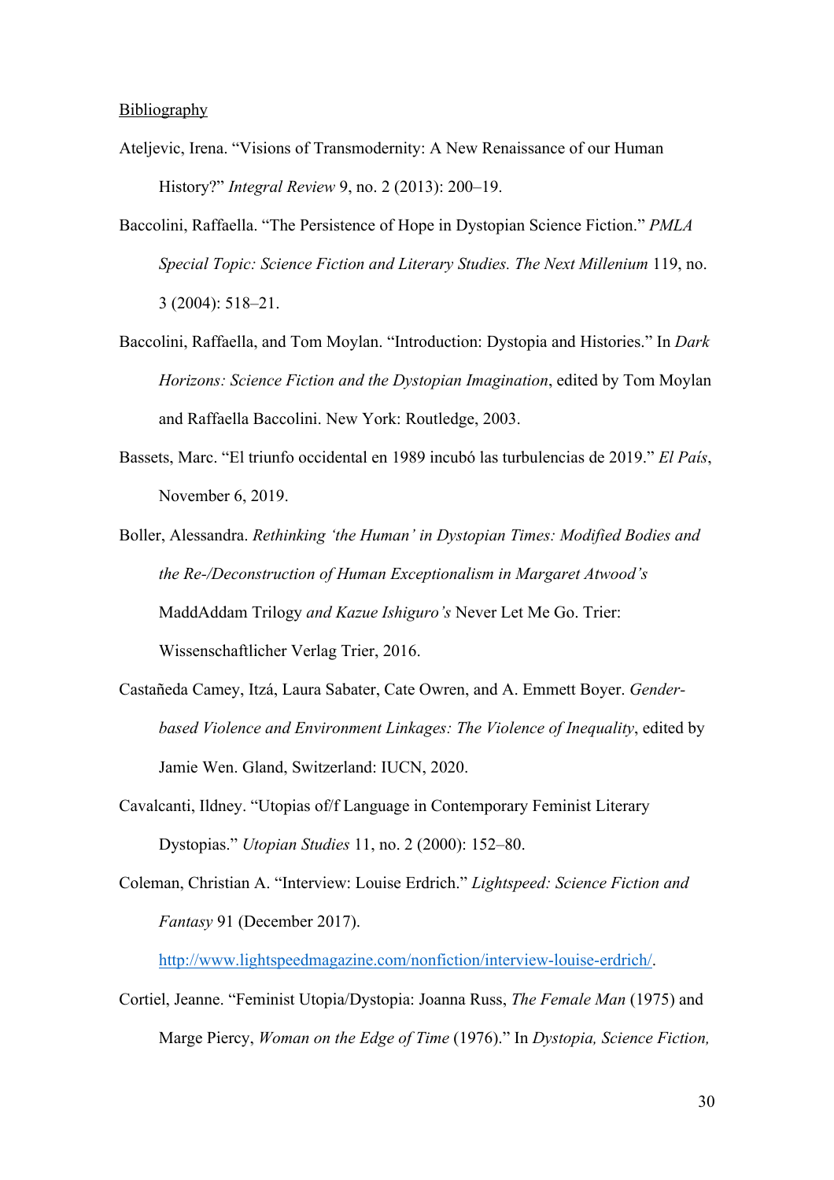Bibliography

Ateljevic, Irena. "Visions of Transmodernity: A New Renaissance of our Human History?" *Integral Review* 9, no. 2 (2013): 200–19.

Baccolini, Raffaella. "The Persistence of Hope in Dystopian Science Fiction." *PMLA Special Topic: Science Fiction and Literary Studies. The Next Millenium* 119, no. 3 (2004): 518–21.

Baccolini, Raffaella, and Tom Moylan. "Introduction: Dystopia and Histories." In *Dark Horizons: Science Fiction and the Dystopian Imagination*, edited by Tom Moylan and Raffaella Baccolini. New York: Routledge, 2003.

Bassets, Marc. "El triunfo occidental en 1989 incubó las turbulencias de 2019." *El País*, November 6, 2019.

Boller, Alessandra. *Rethinking 'the Human' in Dystopian Times: Modified Bodies and the Re-/Deconstruction of Human Exceptionalism in Margaret Atwood's* MaddAddam Trilogy *and Kazue Ishiguro's* Never Let Me Go. Trier: Wissenschaftlicher Verlag Trier, 2016.

Castañeda Camey, Itzá, Laura Sabater, Cate Owren, and A. Emmett Boyer. *Gender-based Violence and Environment Linkages: The Violence of Inequality*, edited by Jamie Wen. Gland, Switzerland: IUCN, 2020.

Cavalcanti, Ildney. "Utopias of/f Language in Contemporary Feminist Literary Dystopias." *Utopian Studies* 11, no. 2 (2000): 152–80.

Coleman, Christian A. "Interview: Louise Erdrich." *Lightspeed: Science Fiction and Fantasy* 91 (December 2017). http://www.lightspeedmagazine.com/nonfiction/interview-louise-erdrich/.

Cortiel, Jeanne. "Feminist Utopia/Dystopia: Joanna Russ, *The Female Man* (1975) and Marge Piercy, *Woman on the Edge of Time* (1976)." In *Dystopia, Science Fiction,*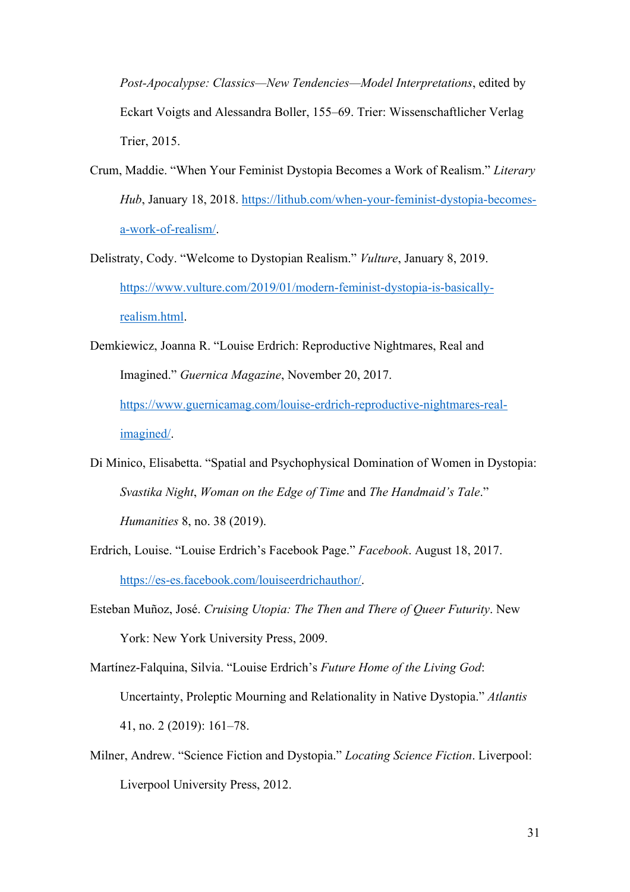*Post-Apocalypse: Classics—New Tendencies—Model Interpretations*, edited by Eckart Voigts and Alessandra Boller, 155–69. Trier: Wissenschaftlicher Verlag Trier, 2015.

Crum, Maddie. "When Your Feminist Dystopia Becomes a Work of Realism." *Literary Hub*, January 18, 2018. https://lithub.com/when-your-feminist-dystopia-becomes-a-work-of-realism/.

Delistraty, Cody. "Welcome to Dystopian Realism." *Vulture*, January 8, 2019. https://www.vulture.com/2019/01/modern-feminist-dystopia-is-basically-realism.html.

Demkiewicz, Joanna R. "Louise Erdrich: Reproductive Nightmares, Real and Imagined." *Guernica Magazine*, November 20, 2017. https://www.guernicamag.com/louise-erdrich-reproductive-nightmares-real-imagined/.

Di Minico, Elisabetta. "Spatial and Psychophysical Domination of Women in Dystopia: *Svastika Night*, *Woman on the Edge of Time* and *The Handmaid's Tale*." *Humanities* 8, no. 38 (2019).

Erdrich, Louise. "Louise Erdrich's Facebook Page." *Facebook*. August 18, 2017. https://es-es.facebook.com/louiseerdrichauthor/.

Esteban Muñoz, José. *Cruising Utopia: The Then and There of Queer Futurity*. New York: New York University Press, 2009.

Martínez-Falquina, Silvia. "Louise Erdrich's *Future Home of the Living God*: Uncertainty, Proleptic Mourning and Relationality in Native Dystopia." *Atlantis* 41, no. 2 (2019): 161–78.

Milner, Andrew. "Science Fiction and Dystopia." *Locating Science Fiction*. Liverpool: Liverpool University Press, 2012.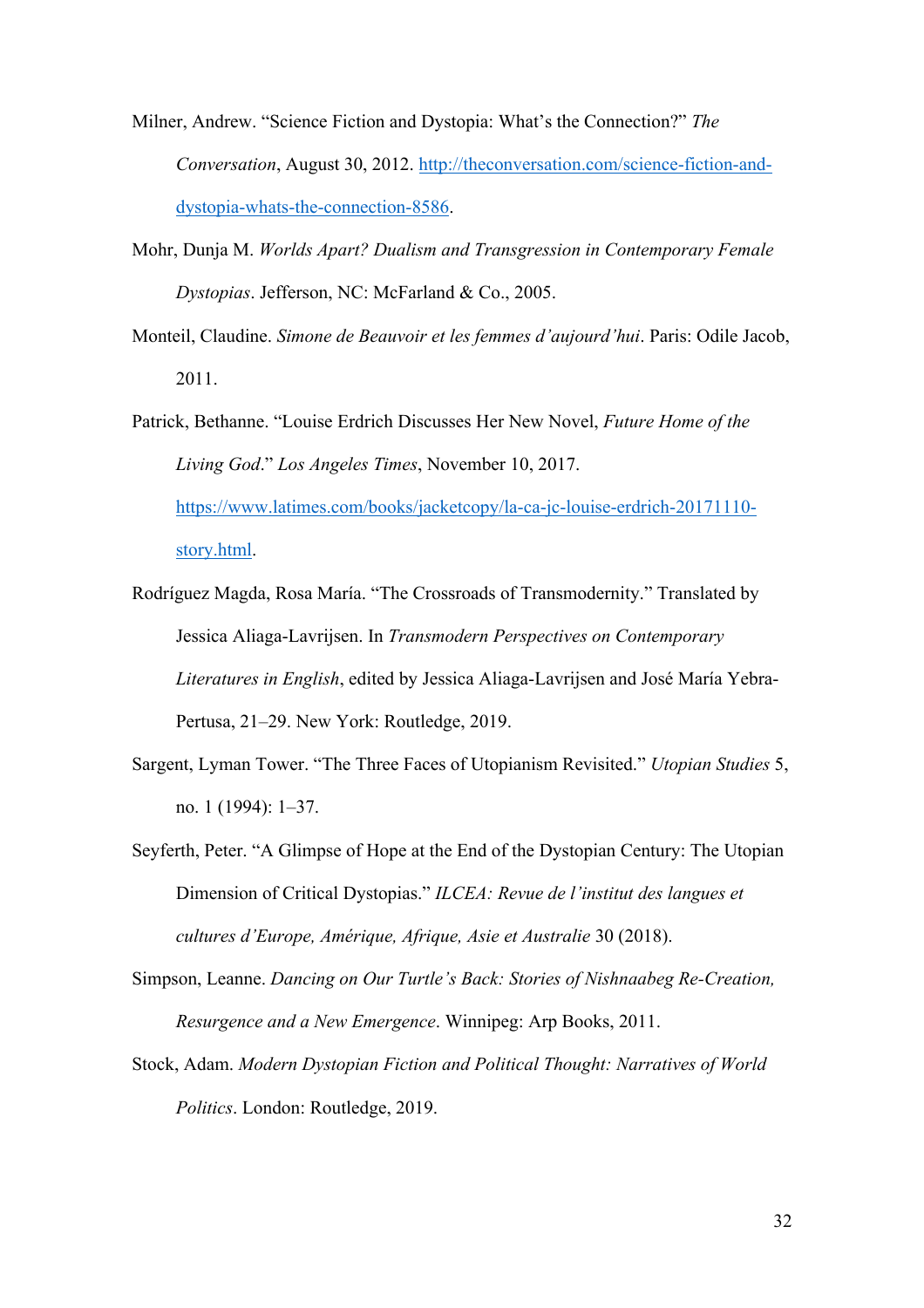Milner, Andrew. "Science Fiction and Dystopia: What's the Connection?" *The Conversation*, August 30, 2012. http://theconversation.com/science-fiction-and-dystopia-whats-the-connection-8586.

Mohr, Dunja M. *Worlds Apart? Dualism and Transgression in Contemporary Female Dystopias*. Jefferson, NC: McFarland & Co., 2005.

Monteil, Claudine. *Simone de Beauvoir et les femmes d'aujourd'hui*. Paris: Odile Jacob, 2011.

Patrick, Bethanne. "Louise Erdrich Discusses Her New Novel, *Future Home of the Living God*." *Los Angeles Times*, November 10, 2017. https://www.latimes.com/books/jacketcopy/la-ca-jc-louise-erdrich-20171110-story.html.

Rodríguez Magda, Rosa María. "The Crossroads of Transmodernity." Translated by Jessica Aliaga-Lavrijsen. In *Transmodern Perspectives on Contemporary Literatures in English*, edited by Jessica Aliaga-Lavrijsen and José María Yebra-Pertusa, 21–29. New York: Routledge, 2019.

Sargent, Lyman Tower. "The Three Faces of Utopianism Revisited." *Utopian Studies* 5, no. 1 (1994): 1–37.

Seyferth, Peter. "A Glimpse of Hope at the End of the Dystopian Century: The Utopian Dimension of Critical Dystopias." *ILCEA: Revue de l'institut des langues et cultures d'Europe, Amérique, Afrique, Asie et Australie* 30 (2018).

Simpson, Leanne. *Dancing on Our Turtle's Back: Stories of Nishnaabeg Re-Creation, Resurgence and a New Emergence*. Winnipeg: Arp Books, 2011.

Stock, Adam. *Modern Dystopian Fiction and Political Thought: Narratives of World Politics*. London: Routledge, 2019.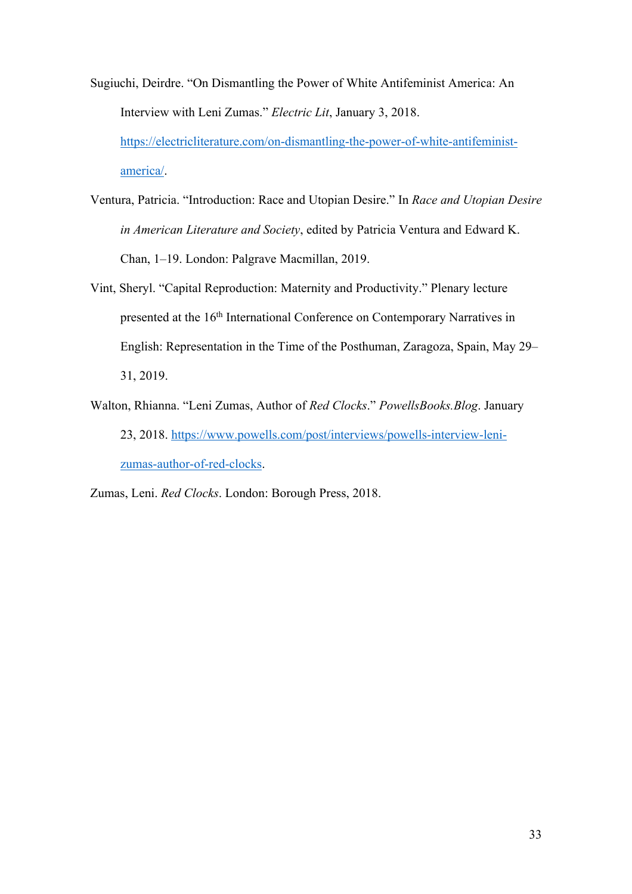Sugiuchi, Deirdre. "On Dismantling the Power of White Antifeminist America: An Interview with Leni Zumas." *Electric Lit*, January 3, 2018. https://electricliterature.com/on-dismantling-the-power-of-white-antifeminist-america/.

Ventura, Patricia. "Introduction: Race and Utopian Desire." In *Race and Utopian Desire in American Literature and Society*, edited by Patricia Ventura and Edward K. Chan, 1–19. London: Palgrave Macmillan, 2019.

Vint, Sheryl. "Capital Reproduction: Maternity and Productivity." Plenary lecture presented at the 16th International Conference on Contemporary Narratives in English: Representation in the Time of the Posthuman, Zaragoza, Spain, May 29–31, 2019.

Walton, Rhianna. "Leni Zumas, Author of *Red Clocks*." *PowellsBooks.Blog*. January 23, 2018. https://www.powells.com/post/interviews/powells-interview-leni-zumas-author-of-red-clocks.

Zumas, Leni. *Red Clocks*. London: Borough Press, 2018.